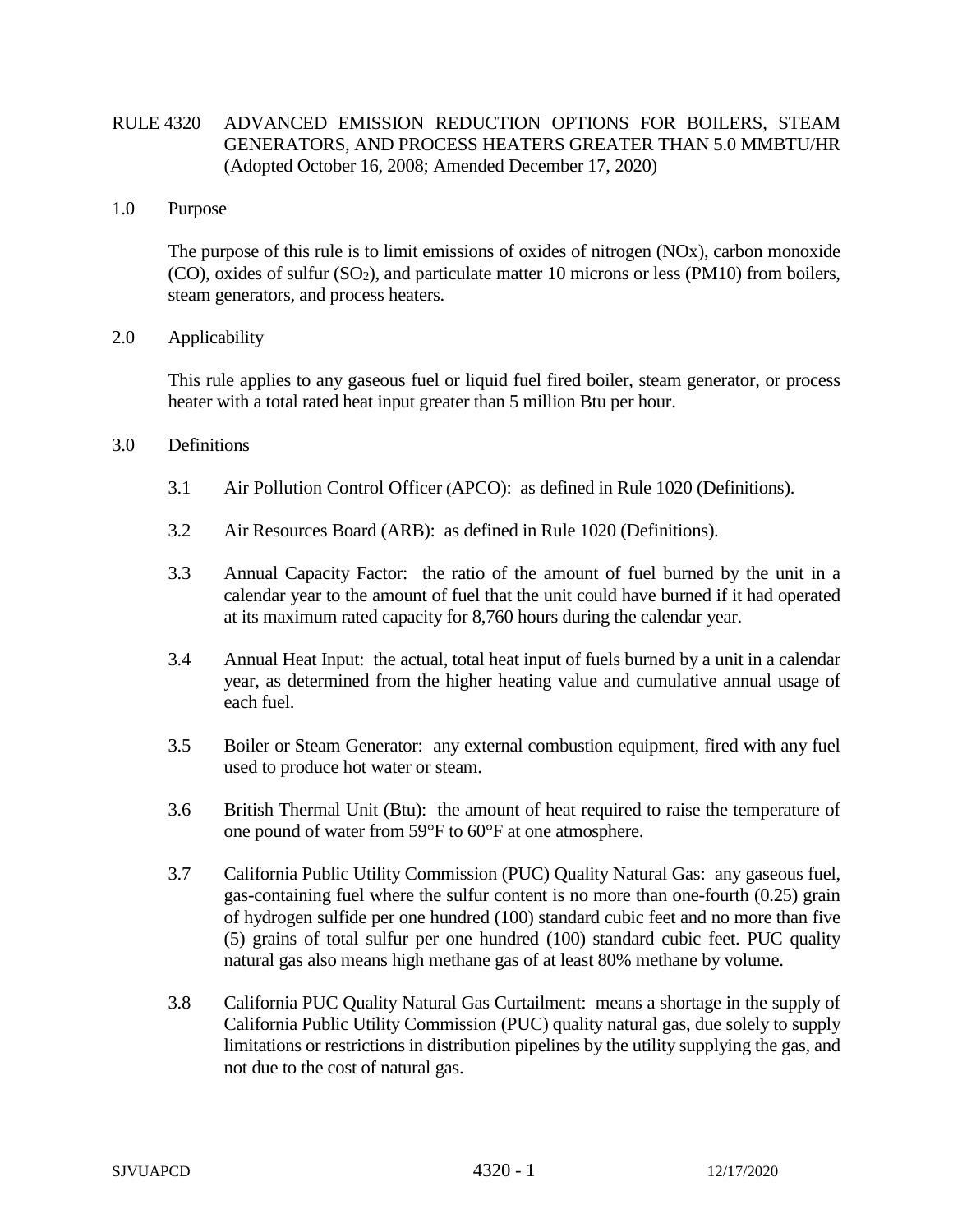# RULE 4320 ADVANCED EMISSION REDUCTION OPTIONS FOR BOILERS, STEAM GENERATORS, AND PROCESS HEATERS GREATER THAN 5.0 MMBTU/HR (Adopted October 16, 2008; Amended December 17, 2020)

## 1.0 Purpose

The purpose of this rule is to limit emissions of oxides of nitrogen (NOx), carbon monoxide (CO), oxides of sulfur ($SO_2$), and particulate matter 10 microns or less (PM10) from boilers, steam generators, and process heaters.

## 2.0 Applicability

This rule applies to any gaseous fuel or liquid fuel fired boiler, steam generator, or process heater with a total rated heat input greater than 5 million Btu per hour.

## 3.0 Definitions

3.1 Air Pollution Control Officer (APCO): as defined in Rule 1020 (Definitions).

3.2 Air Resources Board (ARB): as defined in Rule 1020 (Definitions).

3.3 Annual Capacity Factor: the ratio of the amount of fuel burned by the unit in a calendar year to the amount of fuel that the unit could have burned if it had operated at its maximum rated capacity for 8,760 hours during the calendar year.

3.4 Annual Heat Input: the actual, total heat input of fuels burned by a unit in a calendar year, as determined from the higher heating value and cumulative annual usage of each fuel.

3.5 Boiler or Steam Generator: any external combustion equipment, fired with any fuel used to produce hot water or steam.

3.6 British Thermal Unit (Btu): the amount of heat required to raise the temperature of one pound of water from 59°F to 60°F at one atmosphere.

3.7 California Public Utility Commission (PUC) Quality Natural Gas: any gaseous fuel, gas-containing fuel where the sulfur content is no more than one-fourth (0.25) grain of hydrogen sulfide per one hundred (100) standard cubic feet and no more than five (5) grains of total sulfur per one hundred (100) standard cubic feet. PUC quality natural gas also means high methane gas of at least 80% methane by volume.

3.8 California PUC Quality Natural Gas Curtailment: means a shortage in the supply of California Public Utility Commission (PUC) quality natural gas, due solely to supply limitations or restrictions in distribution pipelines by the utility supplying the gas, and not due to the cost of natural gas.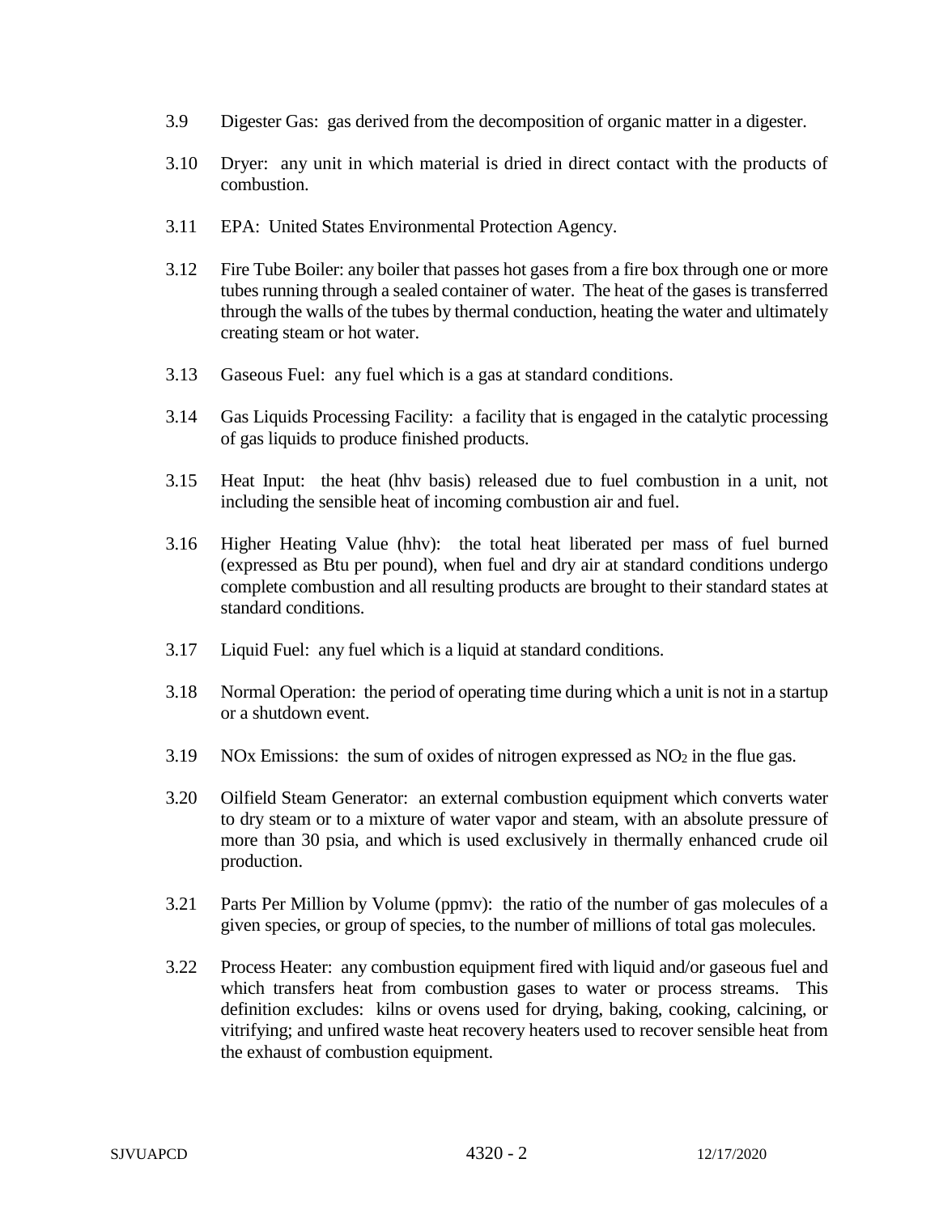3.9 Digester Gas: gas derived from the decomposition of organic matter in a digester.

3.10 Dryer: any unit in which material is dried in direct contact with the products of combustion.

3.11 EPA: United States Environmental Protection Agency.

3.12 Fire Tube Boiler: any boiler that passes hot gases from a fire box through one or more tubes running through a sealed container of water. The heat of the gases is transferred through the walls of the tubes by thermal conduction, heating the water and ultimately creating steam or hot water.

3.13 Gaseous Fuel: any fuel which is a gas at standard conditions.

3.14 Gas Liquids Processing Facility: a facility that is engaged in the catalytic processing of gas liquids to produce finished products.

3.15 Heat Input: the heat (hhv basis) released due to fuel combustion in a unit, not including the sensible heat of incoming combustion air and fuel.

3.16 Higher Heating Value (hhv): the total heat liberated per mass of fuel burned (expressed as Btu per pound), when fuel and dry air at standard conditions undergo complete combustion and all resulting products are brought to their standard states at standard conditions.

3.17 Liquid Fuel: any fuel which is a liquid at standard conditions.

3.18 Normal Operation: the period of operating time during which a unit is not in a startup or a shutdown event.

3.19 NOx Emissions: the sum of oxides of nitrogen expressed as $NO_2$ in the flue gas.

3.20 Oilfield Steam Generator: an external combustion equipment which converts water to dry steam or to a mixture of water vapor and steam, with an absolute pressure of more than 30 psia, and which is used exclusively in thermally enhanced crude oil production.

3.21 Parts Per Million by Volume (ppmv): the ratio of the number of gas molecules of a given species, or group of species, to the number of millions of total gas molecules.

3.22 Process Heater: any combustion equipment fired with liquid and/or gaseous fuel and which transfers heat from combustion gases to water or process streams. This definition excludes: kilns or ovens used for drying, baking, cooking, calcining, or vitrifying; and unfired waste heat recovery heaters used to recover sensible heat from the exhaust of combustion equipment.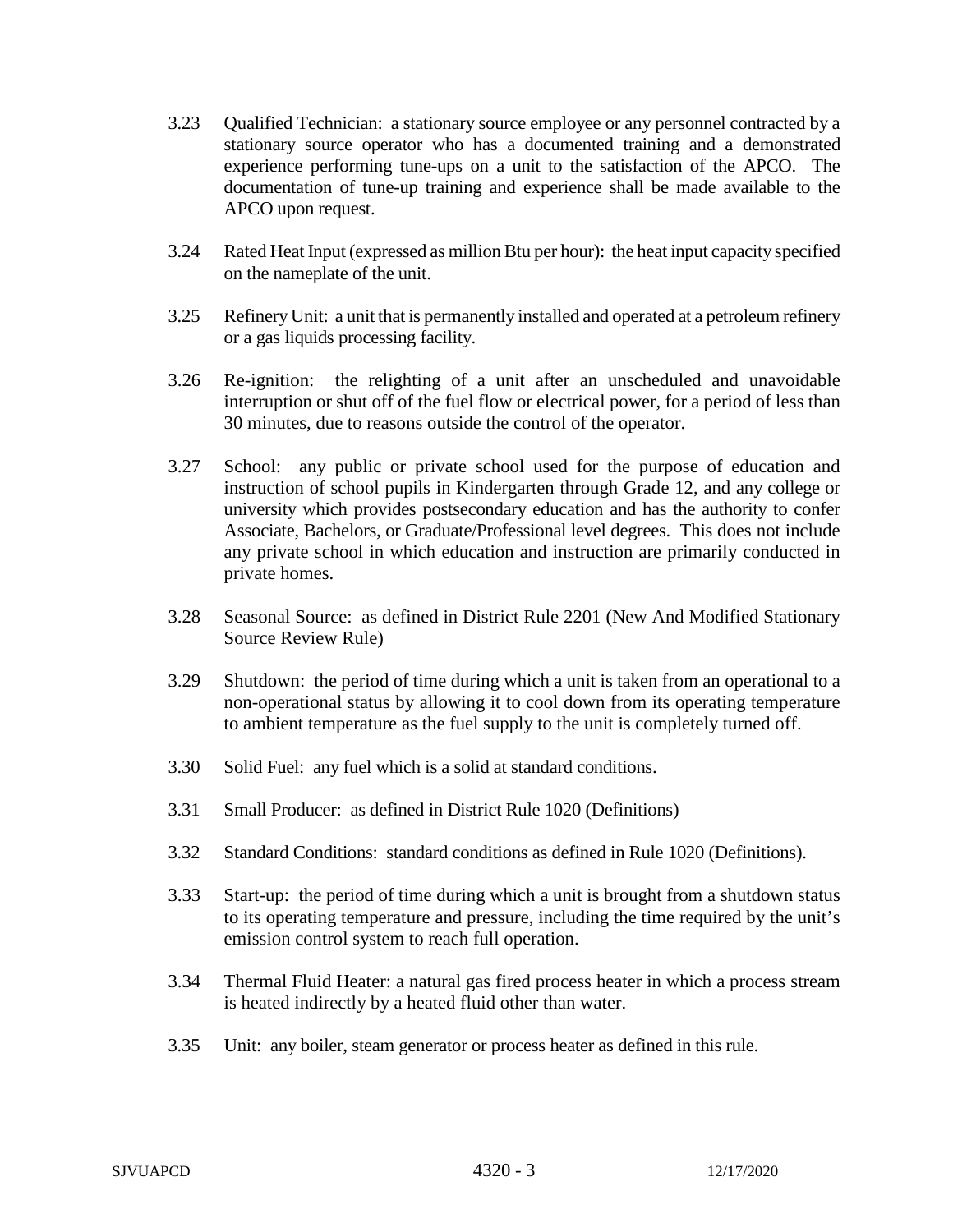3.23 Qualified Technician: a stationary source employee or any personnel contracted by a stationary source operator who has a documented training and a demonstrated experience performing tune-ups on a unit to the satisfaction of the APCO. The documentation of tune-up training and experience shall be made available to the APCO upon request.

3.24 Rated Heat Input (expressed as million Btu per hour): the heat input capacity specified on the nameplate of the unit.

3.25 Refinery Unit: a unit that is permanently installed and operated at a petroleum refinery or a gas liquids processing facility.

3.26 Re-ignition: the relighting of a unit after an unscheduled and unavoidable interruption or shut off of the fuel flow or electrical power, for a period of less than 30 minutes, due to reasons outside the control of the operator.

3.27 School: any public or private school used for the purpose of education and instruction of school pupils in Kindergarten through Grade 12, and any college or university which provides postsecondary education and has the authority to confer Associate, Bachelors, or Graduate/Professional level degrees. This does not include any private school in which education and instruction are primarily conducted in private homes.

3.28 Seasonal Source: as defined in District Rule 2201 (New And Modified Stationary Source Review Rule)

3.29 Shutdown: the period of time during which a unit is taken from an operational to a non-operational status by allowing it to cool down from its operating temperature to ambient temperature as the fuel supply to the unit is completely turned off.

3.30 Solid Fuel: any fuel which is a solid at standard conditions.

3.31 Small Producer: as defined in District Rule 1020 (Definitions)

3.32 Standard Conditions: standard conditions as defined in Rule 1020 (Definitions).

3.33 Start-up: the period of time during which a unit is brought from a shutdown status to its operating temperature and pressure, including the time required by the unit's emission control system to reach full operation.

3.34 Thermal Fluid Heater: a natural gas fired process heater in which a process stream is heated indirectly by a heated fluid other than water.

3.35 Unit: any boiler, steam generator or process heater as defined in this rule.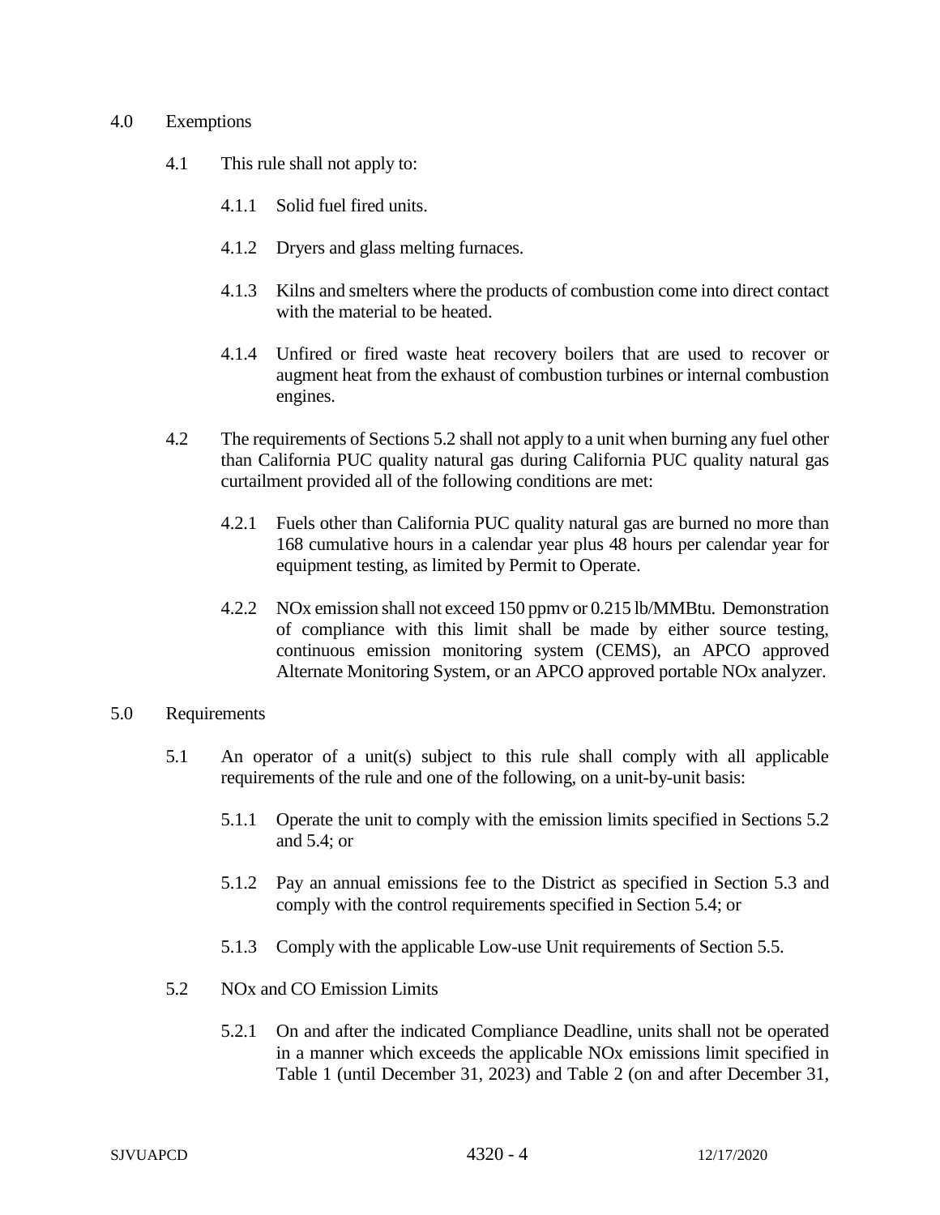4.0 Exemptions

4.1 This rule shall not apply to:

4.1.1 Solid fuel fired units.

4.1.2 Dryers and glass melting furnaces.

4.1.3 Kilns and smelters where the products of combustion come into direct contact with the material to be heated.

4.1.4 Unfired or fired waste heat recovery boilers that are used to recover or augment heat from the exhaust of combustion turbines or internal combustion engines.

4.2 The requirements of Sections 5.2 shall not apply to a unit when burning any fuel other than California PUC quality natural gas during California PUC quality natural gas curtailment provided all of the following conditions are met:

4.2.1 Fuels other than California PUC quality natural gas are burned no more than 168 cumulative hours in a calendar year plus 48 hours per calendar year for equipment testing, as limited by Permit to Operate.

4.2.2 NOx emission shall not exceed 150 ppmv or 0.215 lb/MMBtu. Demonstration of compliance with this limit shall be made by either source testing, continuous emission monitoring system (CEMS), an APCO approved Alternate Monitoring System, or an APCO approved portable NOx analyzer.

5.0 Requirements

5.1 An operator of a unit(s) subject to this rule shall comply with all applicable requirements of the rule and one of the following, on a unit-by-unit basis:

5.1.1 Operate the unit to comply with the emission limits specified in Sections 5.2 and 5.4; or

5.1.2 Pay an annual emissions fee to the District as specified in Section 5.3 and comply with the control requirements specified in Section 5.4; or

5.1.3 Comply with the applicable Low-use Unit requirements of Section 5.5.

5.2 NOx and CO Emission Limits

5.2.1 On and after the indicated Compliance Deadline, units shall not be operated in a manner which exceeds the applicable NOx emissions limit specified in Table 1 (until December 31, 2023) and Table 2 (on and after December 31,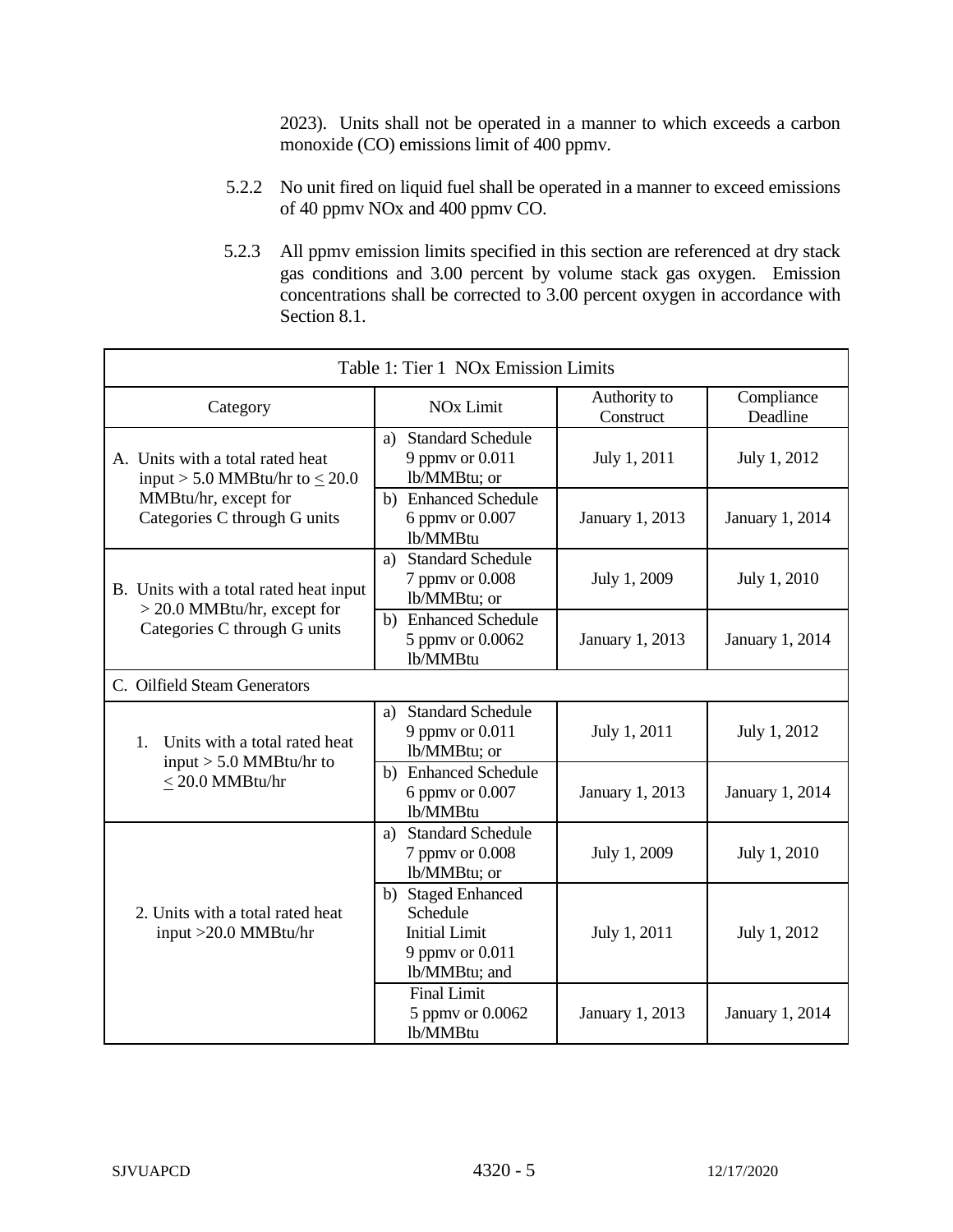2023). Units shall not be operated in a manner to which exceeds a carbon monoxide (CO) emissions limit of 400 ppmv.

5.2.2 No unit fired on liquid fuel shall be operated in a manner to exceed emissions of 40 ppmv NOx and 400 ppmv CO.

5.2.3 All ppmv emission limits specified in this section are referenced at dry stack gas conditions and 3.00 percent by volume stack gas oxygen. Emission concentrations shall be corrected to 3.00 percent oxygen in accordance with Section 8.1.

| Table 1: Tier 1 NOx Emission Limits | | | |
|---|---|---|---|
| Category | NOx Limit | Authority to Construct | Compliance Deadline |
| A. Units with a total rated heat input > 5.0 MMBtu/hr to ≤ 20.0 MMBtu/hr, except for Categories C through G units | a) Standard Schedule 9 ppmv or 0.011 lb/MMBtu; or | July 1, 2011 | July 1, 2012 |
| | b) Enhanced Schedule 6 ppmv or 0.007 lb/MMBtu | January 1, 2013 | January 1, 2014 |
| B. Units with a total rated heat input > 20.0 MMBtu/hr, except for Categories C through G units | a) Standard Schedule 7 ppmv or 0.008 lb/MMBtu; or | July 1, 2009 | July 1, 2010 |
| | b) Enhanced Schedule 5 ppmv or 0.0062 lb/MMBtu | January 1, 2013 | January 1, 2014 |
| C. Oilfield Steam Generators | | | |
| 1. Units with a total rated heat input > 5.0 MMBtu/hr to ≤ 20.0 MMBtu/hr | a) Standard Schedule 9 ppmv or 0.011 lb/MMBtu; or | July 1, 2011 | July 1, 2012 |
| | b) Enhanced Schedule 6 ppmv or 0.007 lb/MMBtu | January 1, 2013 | January 1, 2014 |
| 2. Units with a total rated heat input >20.0 MMBtu/hr | a) Standard Schedule 7 ppmv or 0.008 lb/MMBtu; or | July 1, 2009 | July 1, 2010 |
| | b) Staged Enhanced Schedule Initial Limit 9 ppmv or 0.011 lb/MMBtu; and | July 1, 2011 | July 1, 2012 |
| | Final Limit 5 ppmv or 0.0062 lb/MMBtu | January 1, 2013 | January 1, 2014 |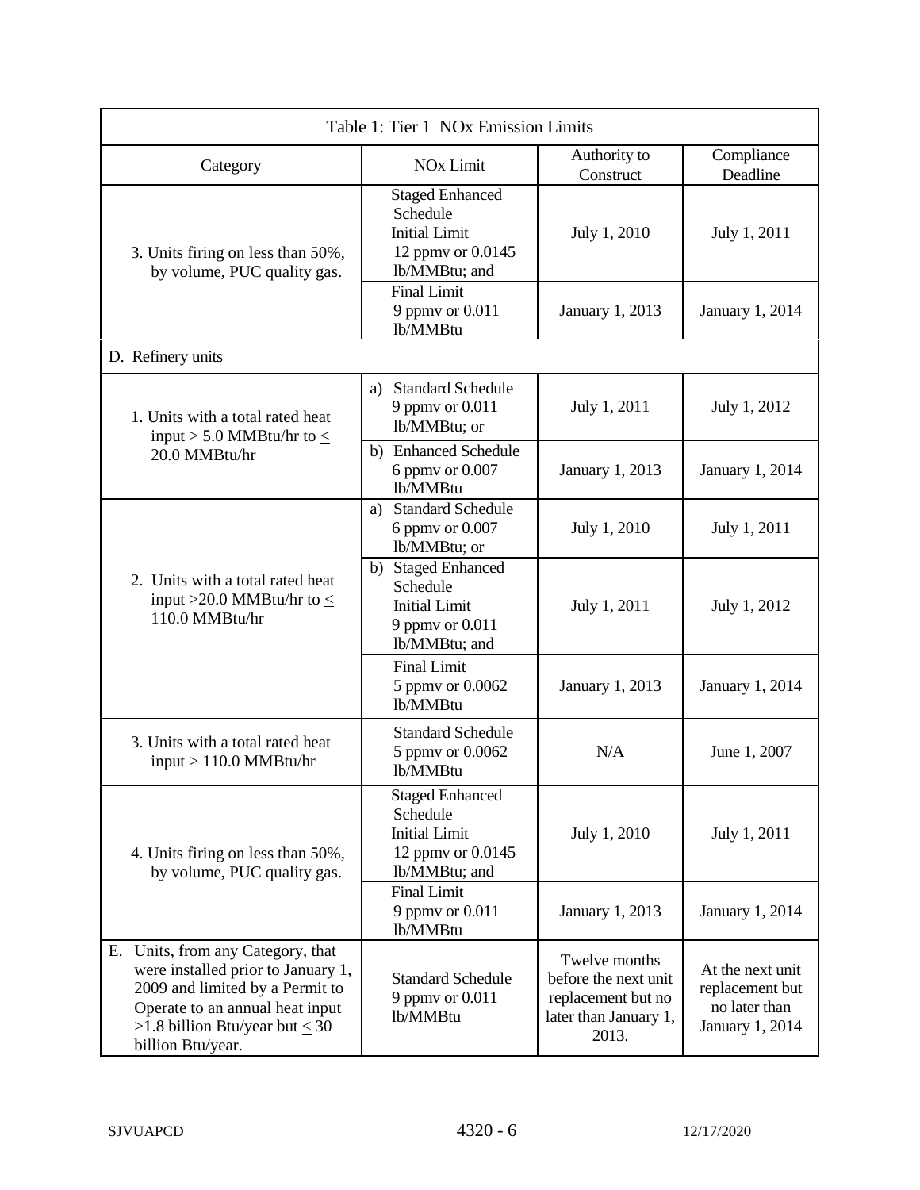| Table 1: Tier 1 NOx Emission Limits | | | |
|---|---|---|---|
| Category | NOx Limit | Authority to Construct | Compliance Deadline |
| 3. Units firing on less than 50%, by volume, PUC quality gas. | Staged Enhanced Schedule Initial Limit 12 ppmv or 0.0145 lb/MMBtu; and | July 1, 2010 | July 1, 2011 |
| | Final Limit 9 ppmv or 0.011 lb/MMBtu | January 1, 2013 | January 1, 2014 |
| D. Refinery units | | | |
| 1. Units with a total rated heat input > 5.0 MMBtu/hr to ≤ 20.0 MMBtu/hr | a) Standard Schedule 9 ppmv or 0.011 lb/MMBtu; or | July 1, 2011 | July 1, 2012 |
| | b) Enhanced Schedule 6 ppmv or 0.007 lb/MMBtu | January 1, 2013 | January 1, 2014 |
| 2. Units with a total rated heat input >20.0 MMBtu/hr to ≤ 110.0 MMBtu/hr | a) Standard Schedule 6 ppmv or 0.007 lb/MMBtu; or | July 1, 2010 | July 1, 2011 |
| | b) Staged Enhanced Schedule Initial Limit 9 ppmv or 0.011 lb/MMBtu; and | July 1, 2011 | July 1, 2012 |
| | Final Limit 5 ppmv or 0.0062 lb/MMBtu | January 1, 2013 | January 1, 2014 |
| 3. Units with a total rated heat input > 110.0 MMBtu/hr | Standard Schedule 5 ppmv or 0.0062 lb/MMBtu | N/A | June 1, 2007 |
| 4. Units firing on less than 50%, by volume, PUC quality gas. | Staged Enhanced Schedule Initial Limit 12 ppmv or 0.0145 lb/MMBtu; and | July 1, 2010 | July 1, 2011 |
| | Final Limit 9 ppmv or 0.011 lb/MMBtu | January 1, 2013 | January 1, 2014 |
| E. Units, from any Category, that were installed prior to January 1, 2009 and limited by a Permit to Operate to an annual heat input >1.8 billion Btu/year but ≤ 30 billion Btu/year. | Standard Schedule 9 ppmv or 0.011 lb/MMBtu | Twelve months before the next unit replacement but no later than January 1, 2013. | At the next unit replacement but no later than January 1, 2014 |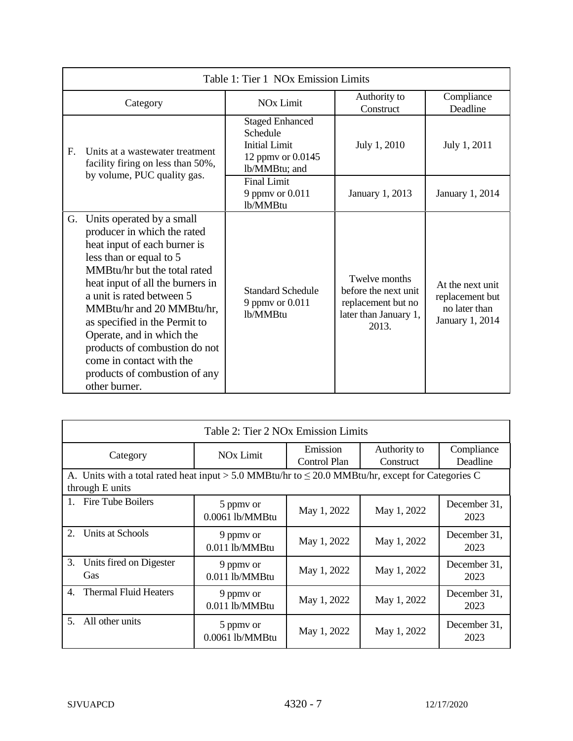| Table 1: Tier 1 NOx Emission Limits | | | |
|---|---|---|---|
| Category | NOx Limit | Authority to Construct | Compliance Deadline |
| F. Units at a wastewater treatment facility firing on less than 50%, by volume, PUC quality gas. | Staged Enhanced Schedule Initial Limit 12 ppmv or 0.0145 lb/MMBtu; and | July 1, 2010 | July 1, 2011 |
| | Final Limit 9 ppmv or 0.011 lb/MMBtu | January 1, 2013 | January 1, 2014 |
| G. Units operated by a small producer in which the rated heat input of each burner is less than or equal to 5 MMBtu/hr but the total rated heat input of all the burners in a unit is rated between 5 MMBtu/hr and 20 MMBtu/hr, as specified in the Permit to Operate, and in which the products of combustion do not come in contact with the products of combustion of any other burner. | Standard Schedule 9 ppmv or 0.011 lb/MMBtu | Twelve months before the next unit replacement but no later than January 1, 2013. | At the next unit replacement but no later than January 1, 2014 |

| Table 2: Tier 2 NOx Emission Limits | | | | |
|---|---|---|---|---|
| Category | NOx Limit | Emission Control Plan | Authority to Construct | Compliance Deadline |
| A. Units with a total rated heat input > 5.0 MMBtu/hr to ≤ 20.0 MMBtu/hr, except for Categories C through E units | | | | |
| 1. Fire Tube Boilers | 5 ppmv or 0.0061 lb/MMBtu | May 1, 2022 | May 1, 2022 | December 31, 2023 |
| 2. Units at Schools | 9 ppmv or 0.011 lb/MMBtu | May 1, 2022 | May 1, 2022 | December 31, 2023 |
| 3. Units fired on Digester Gas | 9 ppmv or 0.011 lb/MMBtu | May 1, 2022 | May 1, 2022 | December 31, 2023 |
| 4. Thermal Fluid Heaters | 9 ppmv or 0.011 lb/MMBtu | May 1, 2022 | May 1, 2022 | December 31, 2023 |
| 5. All other units | 5 ppmv or 0.0061 lb/MMBtu | May 1, 2022 | May 1, 2022 | December 31, 2023 |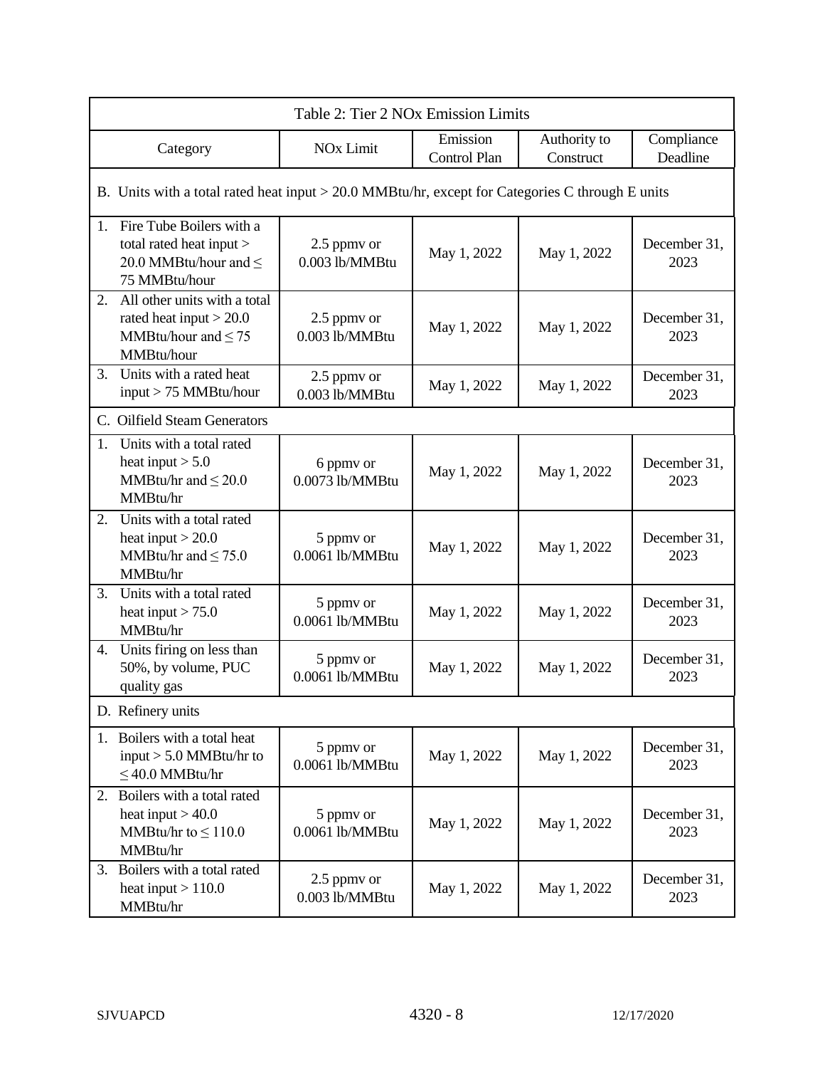| Table 2: Tier 2 NOx Emission Limits | | | | |
|---|---|---|---|---|
| Category | NOx Limit | Emission Control Plan | Authority to Construct | Compliance Deadline |
| B. Units with a total rated heat input > 20.0 MMBtu/hr, except for Categories C through E units | | | | |
| 1. Fire Tube Boilers with a total rated heat input > 20.0 MMBtu/hour and ≤ 75 MMBtu/hour | 2.5 ppmv or 0.003 lb/MMBtu | May 1, 2022 | May 1, 2022 | December 31, 2023 |
| 2. All other units with a total rated heat input > 20.0 MMBtu/hour and ≤ 75 MMBtu/hour | 2.5 ppmv or 0.003 lb/MMBtu | May 1, 2022 | May 1, 2022 | December 31, 2023 |
| 3. Units with a rated heat input > 75 MMBtu/hour | 2.5 ppmv or 0.003 lb/MMBtu | May 1, 2022 | May 1, 2022 | December 31, 2023 |
| C. Oilfield Steam Generators | | | | |
| 1. Units with a total rated heat input > 5.0 MMBtu/hr and ≤ 20.0 MMBtu/hr | 6 ppmv or 0.0073 lb/MMBtu | May 1, 2022 | May 1, 2022 | December 31, 2023 |
| 2. Units with a total rated heat input > 20.0 MMBtu/hr and ≤ 75.0 MMBtu/hr | 5 ppmv or 0.0061 lb/MMBtu | May 1, 2022 | May 1, 2022 | December 31, 2023 |
| 3. Units with a total rated heat input > 75.0 MMBtu/hr | 5 ppmv or 0.0061 lb/MMBtu | May 1, 2022 | May 1, 2022 | December 31, 2023 |
| 4. Units firing on less than 50%, by volume, PUC quality gas | 5 ppmv or 0.0061 lb/MMBtu | May 1, 2022 | May 1, 2022 | December 31, 2023 |
| D. Refinery units | | | | |
| 1. Boilers with a total heat input > 5.0 MMBtu/hr to ≤ 40.0 MMBtu/hr | 5 ppmv or 0.0061 lb/MMBtu | May 1, 2022 | May 1, 2022 | December 31, 2023 |
| 2. Boilers with a total rated heat input > 40.0 MMBtu/hr to ≤ 110.0 MMBtu/hr | 5 ppmv or 0.0061 lb/MMBtu | May 1, 2022 | May 1, 2022 | December 31, 2023 |
| 3. Boilers with a total rated heat input > 110.0 MMBtu/hr | 2.5 ppmv or 0.003 lb/MMBtu | May 1, 2022 | May 1, 2022 | December 31, 2023 |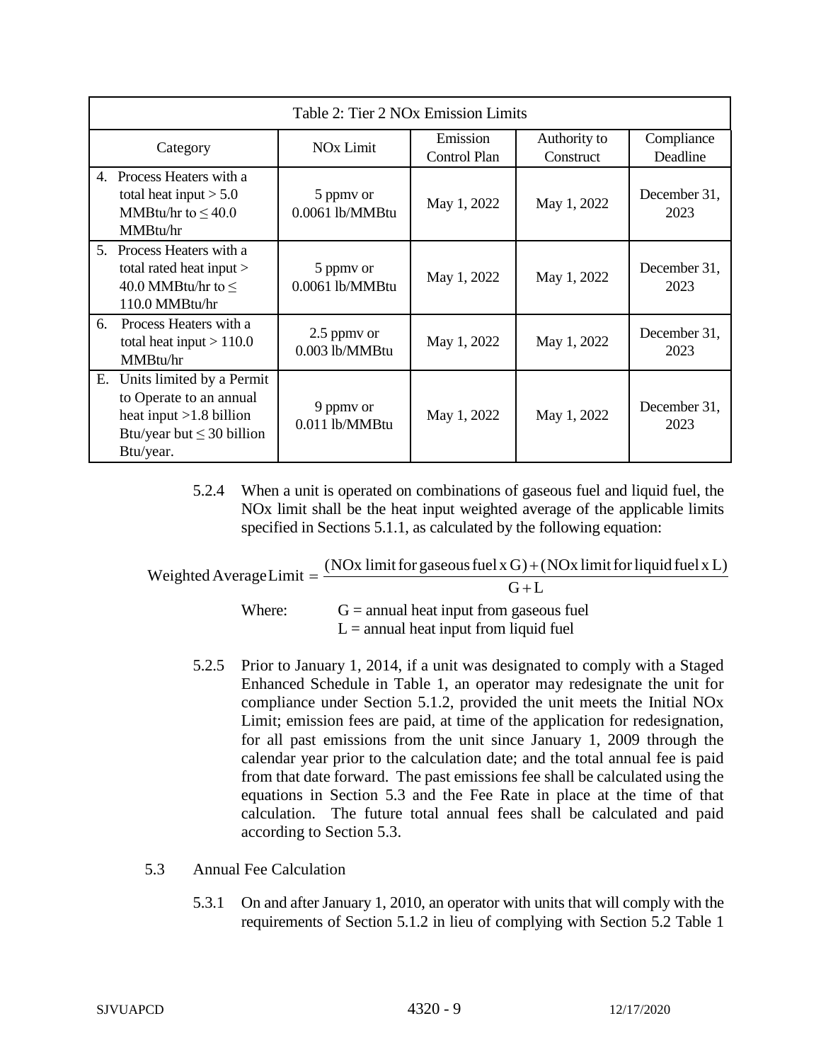| Table 2: Tier 2 NOx Emission Limits | | | | |
|---|---|---|---|---|
| Category | NOx Limit | Emission Control Plan | Authority to Construct | Compliance Deadline |
| 4. Process Heaters with a total heat input > 5.0 MMBtu/hr to ≤ 40.0 MMBtu/hr | 5 ppmv or 0.0061 lb/MMBtu | May 1, 2022 | May 1, 2022 | December 31, 2023 |
| 5. Process Heaters with a total rated heat input > 40.0 MMBtu/hr to ≤ 110.0 MMBtu/hr | 5 ppmv or 0.0061 lb/MMBtu | May 1, 2022 | May 1, 2022 | December 31, 2023 |
| 6. Process Heaters with a total heat input > 110.0 MMBtu/hr | 2.5 ppmv or 0.003 lb/MMBtu | May 1, 2022 | May 1, 2022 | December 31, 2023 |
| E. Units limited by a Permit to Operate to an annual heat input >1.8 billion Btu/year but ≤ 30 billion Btu/year. | 9 ppmv or 0.011 lb/MMBtu | May 1, 2022 | May 1, 2022 | December 31, 2023 |

5.2.4 When a unit is operated on combinations of gaseous fuel and liquid fuel, the NOx limit shall be the heat input weighted average of the applicable limits specified in Sections 5.1.1, as calculated by the following equation:

$$\text{Weighted Average Limit} = \frac{(\text{NOx limit for gaseous fuel x G}) + (\text{NOx limit for liquid fuel x L})}{\text{G} + \text{L}}$$

Where: G = annual heat input from gaseous fuel
L = annual heat input from liquid fuel

5.2.5 Prior to January 1, 2014, if a unit was designated to comply with a Staged Enhanced Schedule in Table 1, an operator may redesignate the unit for compliance under Section 5.1.2, provided the unit meets the Initial NOx Limit; emission fees are paid, at time of the application for redesignation, for all past emissions from the unit since January 1, 2009 through the calendar year prior to the calculation date; and the total annual fee is paid from that date forward. The past emissions fee shall be calculated using the equations in Section 5.3 and the Fee Rate in place at the time of that calculation. The future total annual fees shall be calculated and paid according to Section 5.3.

5.3 Annual Fee Calculation

5.3.1 On and after January 1, 2010, an operator with units that will comply with the requirements of Section 5.1.2 in lieu of complying with Section 5.2 Table 1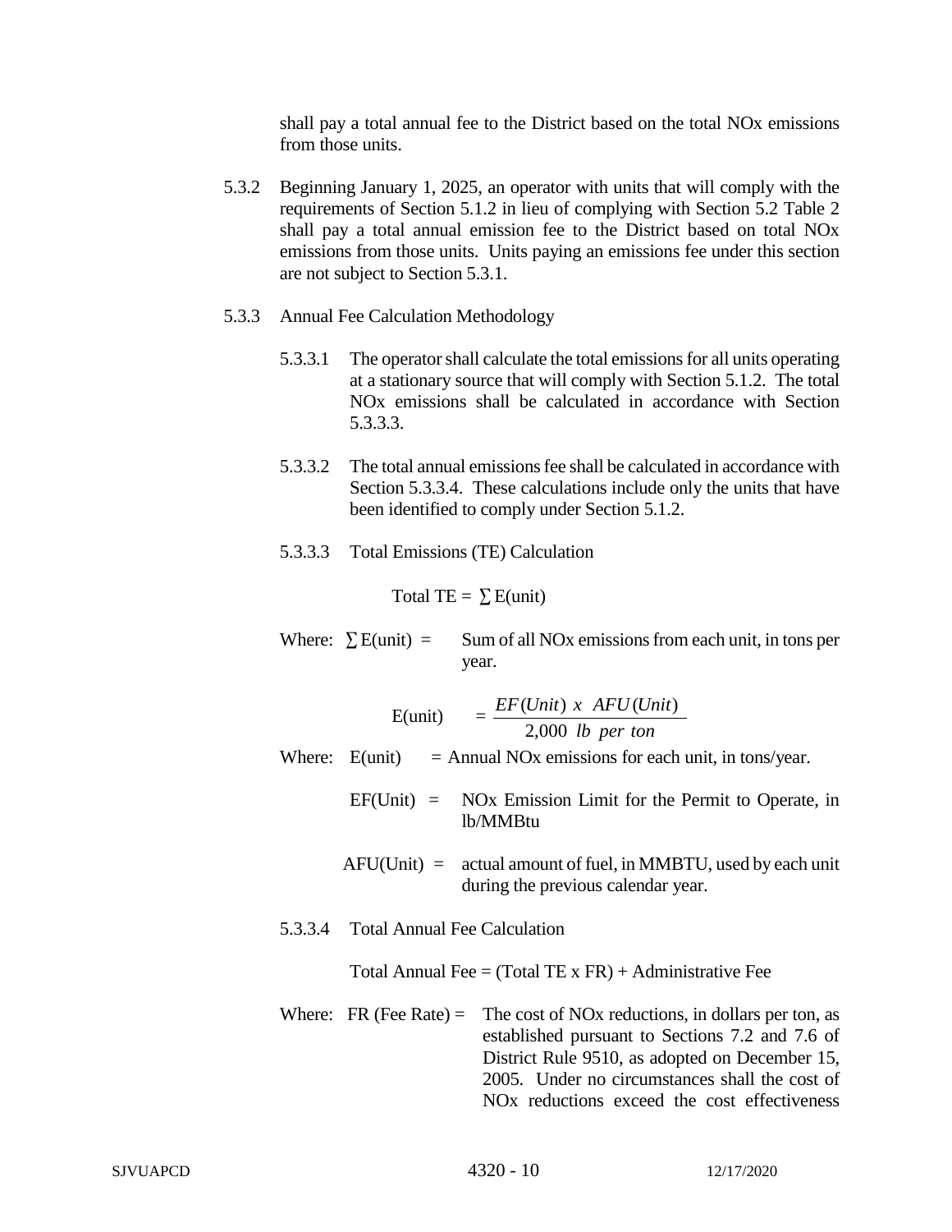shall pay a total annual fee to the District based on the total NOx emissions from those units.

5.3.2 Beginning January 1, 2025, an operator with units that will comply with the requirements of Section 5.1.2 in lieu of complying with Section 5.2 Table 2 shall pay a total annual emission fee to the District based on total NOx emissions from those units. Units paying an emissions fee under this section are not subject to Section 5.3.1.

5.3.3 Annual Fee Calculation Methodology

5.3.3.1 The operator shall calculate the total emissions for all units operating at a stationary source that will comply with Section 5.1.2. The total NOx emissions shall be calculated in accordance with Section 5.3.3.3.

5.3.3.2 The total annual emissions fee shall be calculated in accordance with Section 5.3.3.4. These calculations include only the units that have been identified to comply under Section 5.1.2.

5.3.3.3 Total Emissions (TE) Calculation

$$\text{Total TE} = \sum \text{E(unit)}$$

Where: $\sum$E(unit) = Sum of all NOx emissions from each unit, in tons per year.

$$\text{E(unit)} = \frac{EF(Unit)\ x\ \ AFU(Unit)}{2{,}000\ \ lb\ \ per\ \ ton}$$

Where: E(unit) = Annual NOx emissions for each unit, in tons/year.

EF(Unit) = NOx Emission Limit for the Permit to Operate, in lb/MMBtu

AFU(Unit) = actual amount of fuel, in MMBTU, used by each unit during the previous calendar year.

5.3.3.4 Total Annual Fee Calculation

Total Annual Fee = (Total TE x FR) + Administrative Fee

Where: FR (Fee Rate) = The cost of NOx reductions, in dollars per ton, as established pursuant to Sections 7.2 and 7.6 of District Rule 9510, as adopted on December 15, 2005. Under no circumstances shall the cost of NOx reductions exceed the cost effectiveness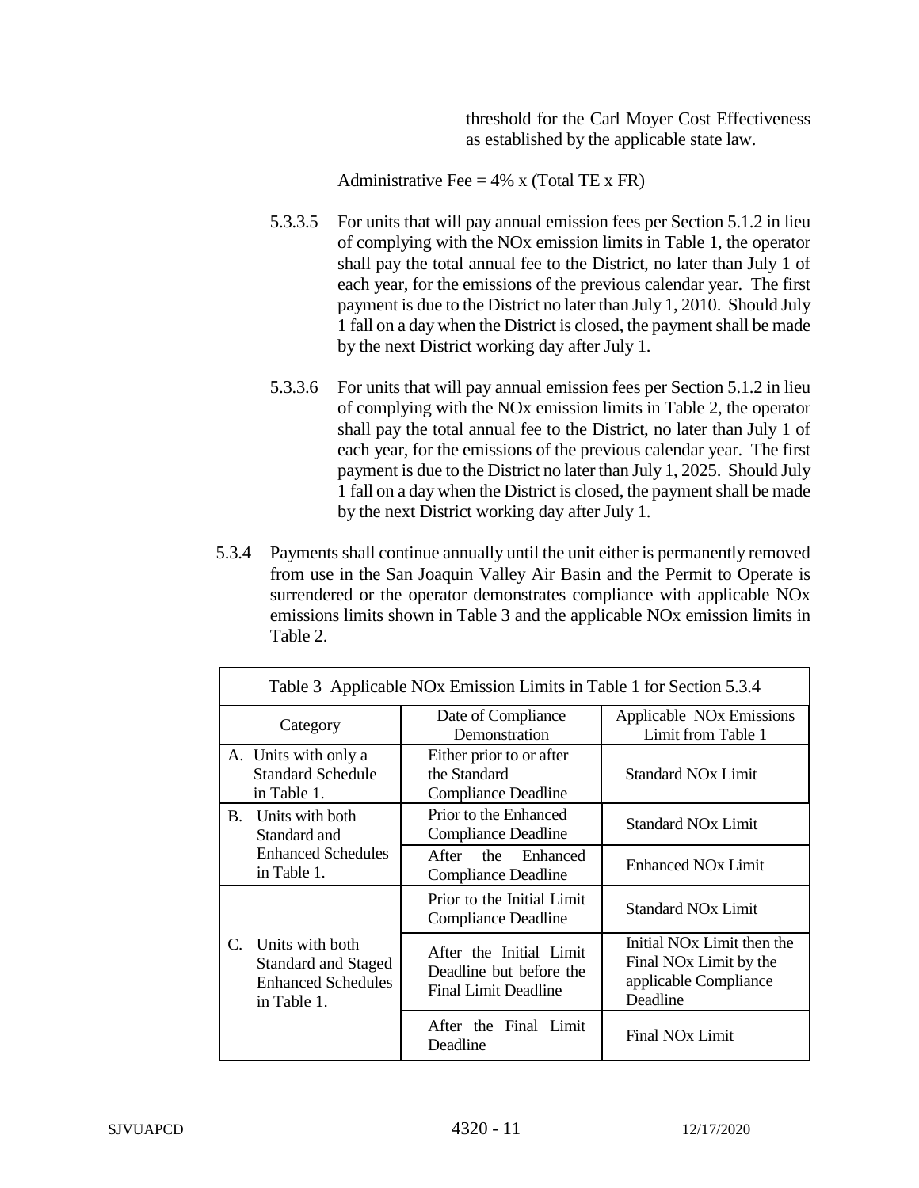threshold for the Carl Moyer Cost Effectiveness as established by the applicable state law.

Administrative Fee = 4% x (Total TE x FR)

5.3.3.5 For units that will pay annual emission fees per Section 5.1.2 in lieu of complying with the NOx emission limits in Table 1, the operator shall pay the total annual fee to the District, no later than July 1 of each year, for the emissions of the previous calendar year. The first payment is due to the District no later than July 1, 2010. Should July 1 fall on a day when the District is closed, the payment shall be made by the next District working day after July 1.

5.3.3.6 For units that will pay annual emission fees per Section 5.1.2 in lieu of complying with the NOx emission limits in Table 2, the operator shall pay the total annual fee to the District, no later than July 1 of each year, for the emissions of the previous calendar year. The first payment is due to the District no later than July 1, 2025. Should July 1 fall on a day when the District is closed, the payment shall be made by the next District working day after July 1.

5.3.4 Payments shall continue annually until the unit either is permanently removed from use in the San Joaquin Valley Air Basin and the Permit to Operate is surrendered or the operator demonstrates compliance with applicable NOx emissions limits shown in Table 3 and the applicable NOx emission limits in Table 2.

| Table 3 Applicable NOx Emission Limits in Table 1 for Section 5.3.4 | | |
|---|---|---|
| Category | Date of Compliance Demonstration | Applicable NOx Emissions Limit from Table 1 |
| A. Units with only a Standard Schedule in Table 1. | Either prior to or after the Standard Compliance Deadline | Standard NOx Limit |
| B. Units with both Standard and Enhanced Schedules in Table 1. | Prior to the Enhanced Compliance Deadline | Standard NOx Limit |
| | After the Enhanced Compliance Deadline | Enhanced NOx Limit |
| C. Units with both Standard and Staged Enhanced Schedules in Table 1. | Prior to the Initial Limit Compliance Deadline | Standard NOx Limit |
| | After the Initial Limit Deadline but before the Final Limit Deadline | Initial NOx Limit then the Final NOx Limit by the applicable Compliance Deadline |
| | After the Final Limit Deadline | Final NOx Limit |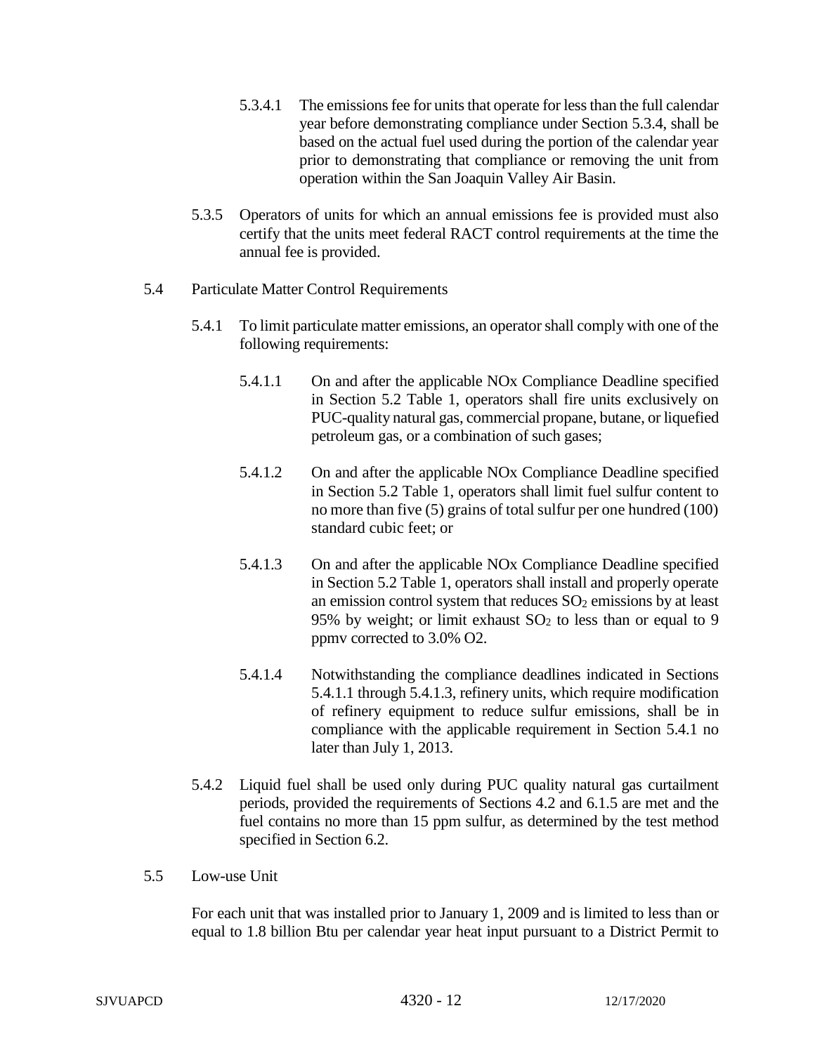5.3.4.1 The emissions fee for units that operate for less than the full calendar year before demonstrating compliance under Section 5.3.4, shall be based on the actual fuel used during the portion of the calendar year prior to demonstrating that compliance or removing the unit from operation within the San Joaquin Valley Air Basin.

5.3.5 Operators of units for which an annual emissions fee is provided must also certify that the units meet federal RACT control requirements at the time the annual fee is provided.

5.4 Particulate Matter Control Requirements

5.4.1 To limit particulate matter emissions, an operator shall comply with one of the following requirements:

5.4.1.1 On and after the applicable NOx Compliance Deadline specified in Section 5.2 Table 1, operators shall fire units exclusively on PUC-quality natural gas, commercial propane, butane, or liquefied petroleum gas, or a combination of such gases;

5.4.1.2 On and after the applicable NOx Compliance Deadline specified in Section 5.2 Table 1, operators shall limit fuel sulfur content to no more than five (5) grains of total sulfur per one hundred (100) standard cubic feet; or

5.4.1.3 On and after the applicable NOx Compliance Deadline specified in Section 5.2 Table 1, operators shall install and properly operate an emission control system that reduces $SO_2$ emissions by at least 95% by weight; or limit exhaust $SO_2$ to less than or equal to 9 ppmv corrected to 3.0% O2.

5.4.1.4 Notwithstanding the compliance deadlines indicated in Sections 5.4.1.1 through 5.4.1.3, refinery units, which require modification of refinery equipment to reduce sulfur emissions, shall be in compliance with the applicable requirement in Section 5.4.1 no later than July 1, 2013.

5.4.2 Liquid fuel shall be used only during PUC quality natural gas curtailment periods, provided the requirements of Sections 4.2 and 6.1.5 are met and the fuel contains no more than 15 ppm sulfur, as determined by the test method specified in Section 6.2.

5.5 Low-use Unit

For each unit that was installed prior to January 1, 2009 and is limited to less than or equal to 1.8 billion Btu per calendar year heat input pursuant to a District Permit to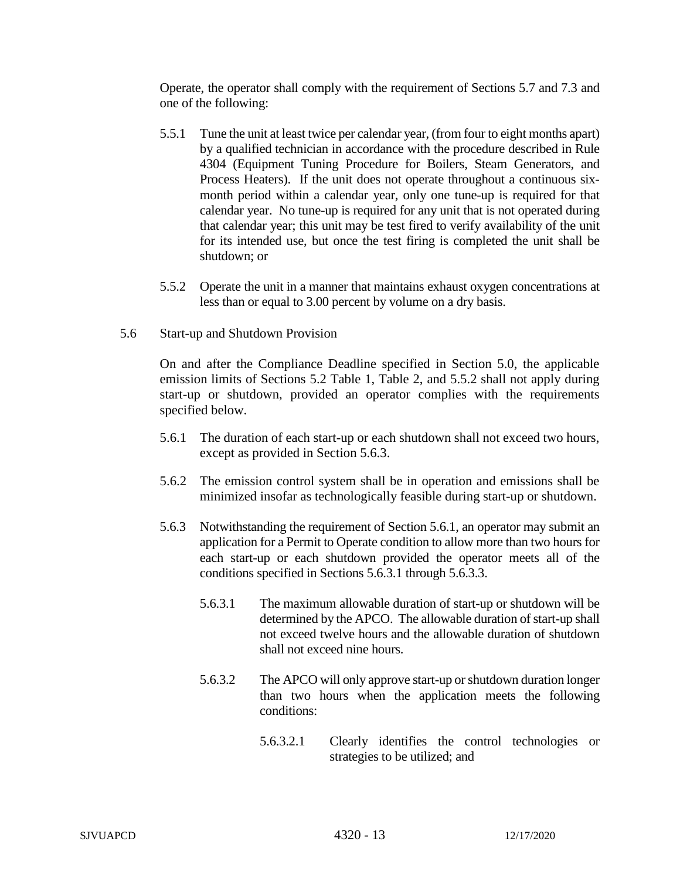Operate, the operator shall comply with the requirement of Sections 5.7 and 7.3 and one of the following:

5.5.1 Tune the unit at least twice per calendar year, (from four to eight months apart) by a qualified technician in accordance with the procedure described in Rule 4304 (Equipment Tuning Procedure for Boilers, Steam Generators, and Process Heaters). If the unit does not operate throughout a continuous six-month period within a calendar year, only one tune-up is required for that calendar year. No tune-up is required for any unit that is not operated during that calendar year; this unit may be test fired to verify availability of the unit for its intended use, but once the test firing is completed the unit shall be shutdown; or

5.5.2 Operate the unit in a manner that maintains exhaust oxygen concentrations at less than or equal to 3.00 percent by volume on a dry basis.

5.6 Start-up and Shutdown Provision

On and after the Compliance Deadline specified in Section 5.0, the applicable emission limits of Sections 5.2 Table 1, Table 2, and 5.5.2 shall not apply during start-up or shutdown, provided an operator complies with the requirements specified below.

5.6.1 The duration of each start-up or each shutdown shall not exceed two hours, except as provided in Section 5.6.3.

5.6.2 The emission control system shall be in operation and emissions shall be minimized insofar as technologically feasible during start-up or shutdown.

5.6.3 Notwithstanding the requirement of Section 5.6.1, an operator may submit an application for a Permit to Operate condition to allow more than two hours for each start-up or each shutdown provided the operator meets all of the conditions specified in Sections 5.6.3.1 through 5.6.3.3.

5.6.3.1 The maximum allowable duration of start-up or shutdown will be determined by the APCO. The allowable duration of start-up shall not exceed twelve hours and the allowable duration of shutdown shall not exceed nine hours.

5.6.3.2 The APCO will only approve start-up or shutdown duration longer than two hours when the application meets the following conditions:

5.6.3.2.1 Clearly identifies the control technologies or strategies to be utilized; and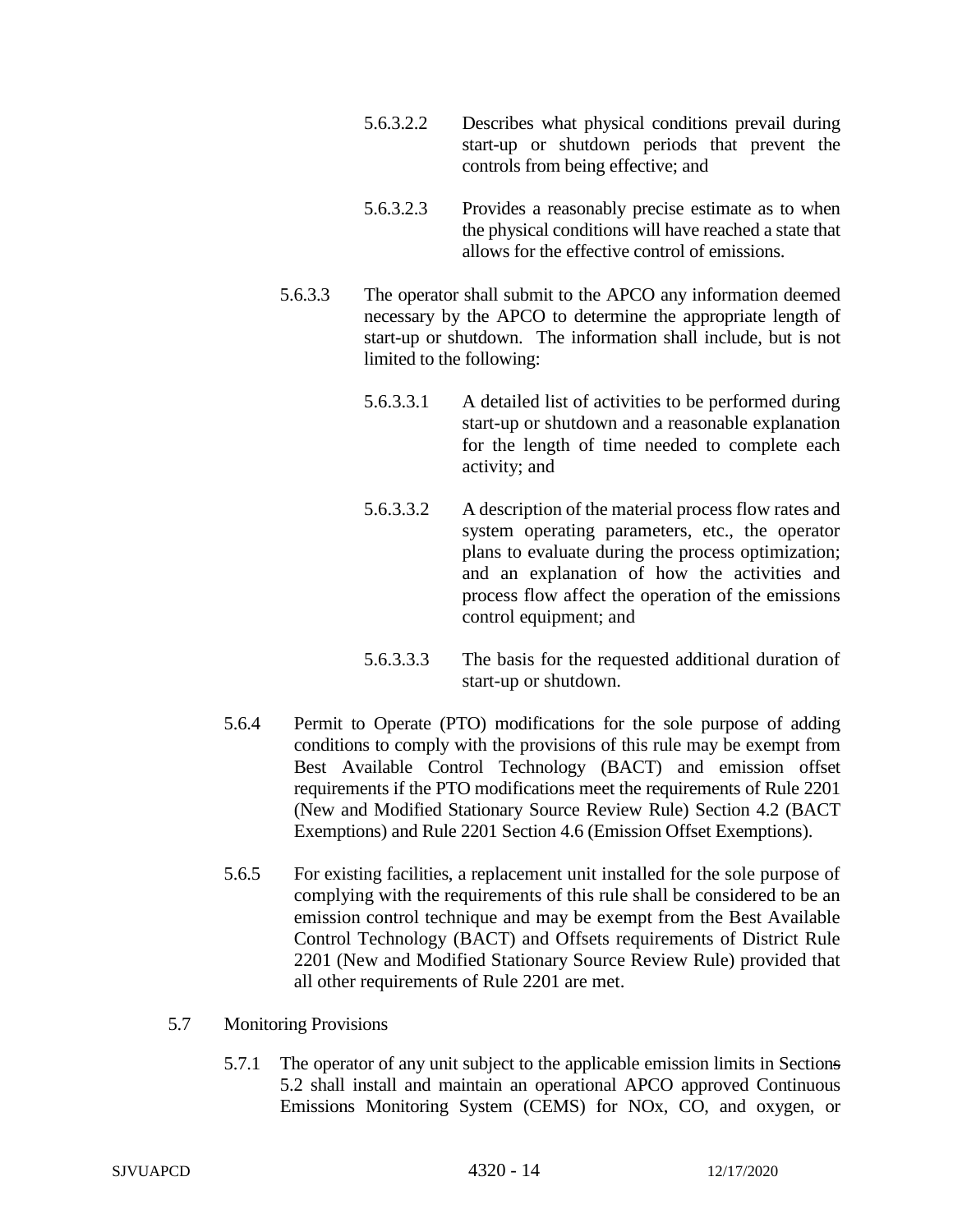5.6.3.2.2 Describes what physical conditions prevail during start-up or shutdown periods that prevent the controls from being effective; and

5.6.3.2.3 Provides a reasonably precise estimate as to when the physical conditions will have reached a state that allows for the effective control of emissions.

5.6.3.3 The operator shall submit to the APCO any information deemed necessary by the APCO to determine the appropriate length of start-up or shutdown. The information shall include, but is not limited to the following:

5.6.3.3.1 A detailed list of activities to be performed during start-up or shutdown and a reasonable explanation for the length of time needed to complete each activity; and

5.6.3.3.2 A description of the material process flow rates and system operating parameters, etc., the operator plans to evaluate during the process optimization; and an explanation of how the activities and process flow affect the operation of the emissions control equipment; and

5.6.3.3.3 The basis for the requested additional duration of start-up or shutdown.

5.6.4 Permit to Operate (PTO) modifications for the sole purpose of adding conditions to comply with the provisions of this rule may be exempt from Best Available Control Technology (BACT) and emission offset requirements if the PTO modifications meet the requirements of Rule 2201 (New and Modified Stationary Source Review Rule) Section 4.2 (BACT Exemptions) and Rule 2201 Section 4.6 (Emission Offset Exemptions).

5.6.5 For existing facilities, a replacement unit installed for the sole purpose of complying with the requirements of this rule shall be considered to be an emission control technique and may be exempt from the Best Available Control Technology (BACT) and Offsets requirements of District Rule 2201 (New and Modified Stationary Source Review Rule) provided that all other requirements of Rule 2201 are met.

5.7 Monitoring Provisions

5.7.1 The operator of any unit subject to the applicable emission limits in Sections 5.2 shall install and maintain an operational APCO approved Continuous Emissions Monitoring System (CEMS) for NOx, CO, and oxygen, or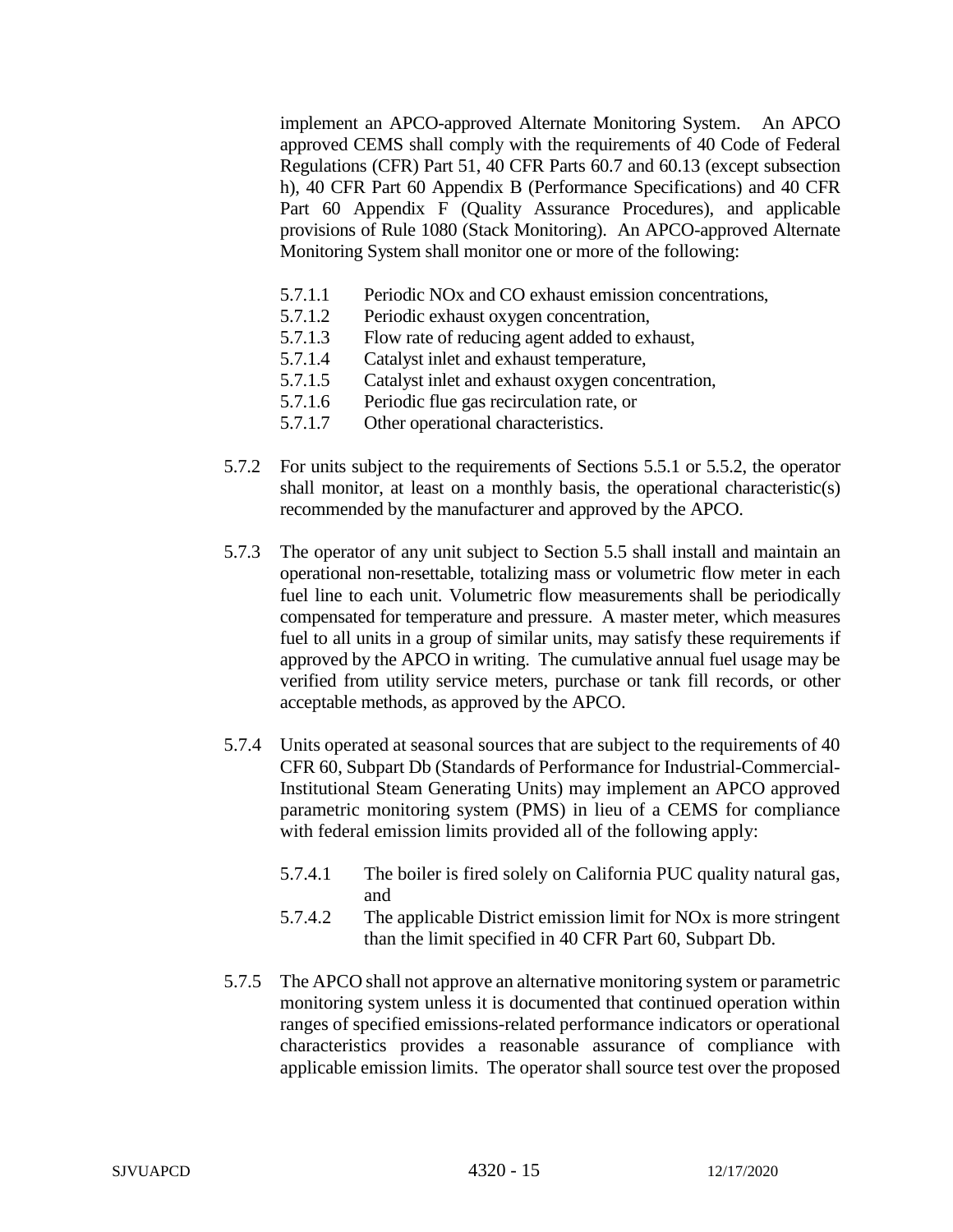implement an APCO-approved Alternate Monitoring System. An APCO approved CEMS shall comply with the requirements of 40 Code of Federal Regulations (CFR) Part 51, 40 CFR Parts 60.7 and 60.13 (except subsection h), 40 CFR Part 60 Appendix B (Performance Specifications) and 40 CFR Part 60 Appendix F (Quality Assurance Procedures), and applicable provisions of Rule 1080 (Stack Monitoring). An APCO-approved Alternate Monitoring System shall monitor one or more of the following:

- 5.7.1.1 Periodic NOx and CO exhaust emission concentrations,
- 5.7.1.2 Periodic exhaust oxygen concentration,
- 5.7.1.3 Flow rate of reducing agent added to exhaust,
- 5.7.1.4 Catalyst inlet and exhaust temperature,
- 5.7.1.5 Catalyst inlet and exhaust oxygen concentration,
- 5.7.1.6 Periodic flue gas recirculation rate, or
- 5.7.1.7 Other operational characteristics.

5.7.2 For units subject to the requirements of Sections 5.5.1 or 5.5.2, the operator shall monitor, at least on a monthly basis, the operational characteristic(s) recommended by the manufacturer and approved by the APCO.

5.7.3 The operator of any unit subject to Section 5.5 shall install and maintain an operational non-resettable, totalizing mass or volumetric flow meter in each fuel line to each unit. Volumetric flow measurements shall be periodically compensated for temperature and pressure. A master meter, which measures fuel to all units in a group of similar units, may satisfy these requirements if approved by the APCO in writing. The cumulative annual fuel usage may be verified from utility service meters, purchase or tank fill records, or other acceptable methods, as approved by the APCO.

5.7.4 Units operated at seasonal sources that are subject to the requirements of 40 CFR 60, Subpart Db (Standards of Performance for Industrial-Commercial-Institutional Steam Generating Units) may implement an APCO approved parametric monitoring system (PMS) in lieu of a CEMS for compliance with federal emission limits provided all of the following apply:

- 5.7.4.1 The boiler is fired solely on California PUC quality natural gas, and
- 5.7.4.2 The applicable District emission limit for NOx is more stringent than the limit specified in 40 CFR Part 60, Subpart Db.

5.7.5 The APCO shall not approve an alternative monitoring system or parametric monitoring system unless it is documented that continued operation within ranges of specified emissions-related performance indicators or operational characteristics provides a reasonable assurance of compliance with applicable emission limits. The operator shall source test over the proposed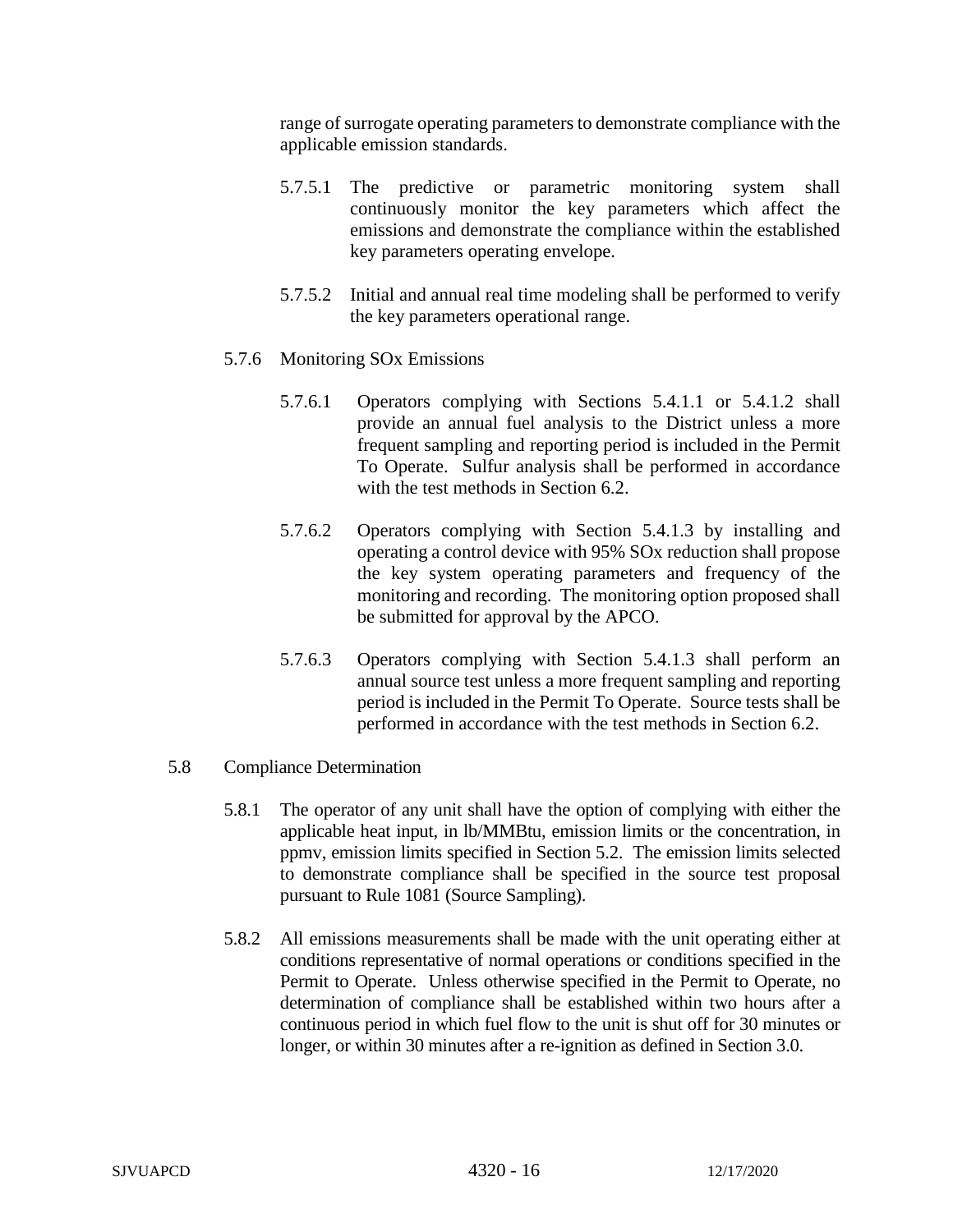range of surrogate operating parameters to demonstrate compliance with the applicable emission standards.

5.7.5.1 The predictive or parametric monitoring system shall continuously monitor the key parameters which affect the emissions and demonstrate the compliance within the established key parameters operating envelope.

5.7.5.2 Initial and annual real time modeling shall be performed to verify the key parameters operational range.

5.7.6 Monitoring SOx Emissions

5.7.6.1 Operators complying with Sections 5.4.1.1 or 5.4.1.2 shall provide an annual fuel analysis to the District unless a more frequent sampling and reporting period is included in the Permit To Operate. Sulfur analysis shall be performed in accordance with the test methods in Section 6.2.

5.7.6.2 Operators complying with Section 5.4.1.3 by installing and operating a control device with 95% SOx reduction shall propose the key system operating parameters and frequency of the monitoring and recording. The monitoring option proposed shall be submitted for approval by the APCO.

5.7.6.3 Operators complying with Section 5.4.1.3 shall perform an annual source test unless a more frequent sampling and reporting period is included in the Permit To Operate. Source tests shall be performed in accordance with the test methods in Section 6.2.

5.8 Compliance Determination

5.8.1 The operator of any unit shall have the option of complying with either the applicable heat input, in lb/MMBtu, emission limits or the concentration, in ppmv, emission limits specified in Section 5.2. The emission limits selected to demonstrate compliance shall be specified in the source test proposal pursuant to Rule 1081 (Source Sampling).

5.8.2 All emissions measurements shall be made with the unit operating either at conditions representative of normal operations or conditions specified in the Permit to Operate. Unless otherwise specified in the Permit to Operate, no determination of compliance shall be established within two hours after a continuous period in which fuel flow to the unit is shut off for 30 minutes or longer, or within 30 minutes after a re-ignition as defined in Section 3.0.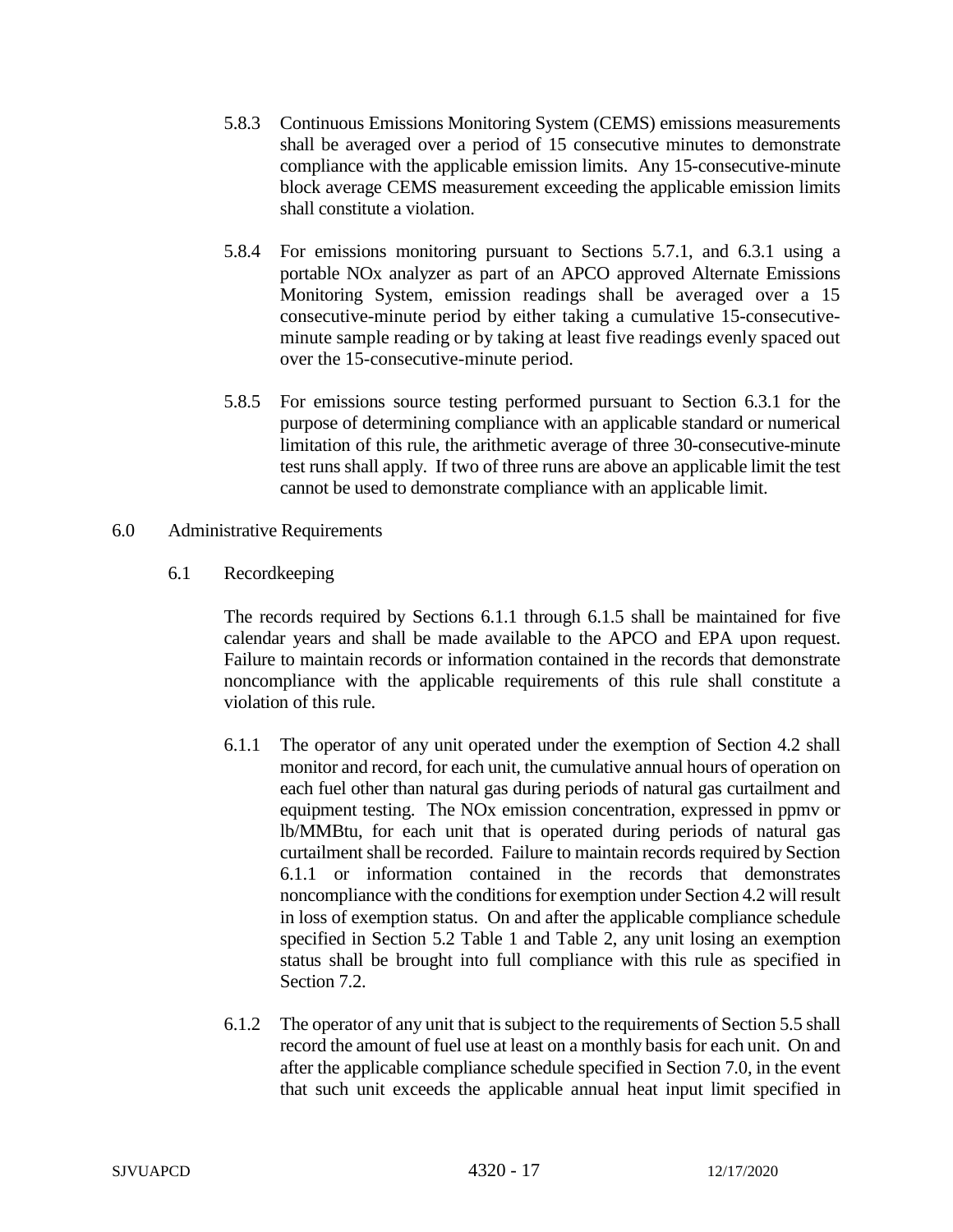5.8.3 Continuous Emissions Monitoring System (CEMS) emissions measurements shall be averaged over a period of 15 consecutive minutes to demonstrate compliance with the applicable emission limits. Any 15-consecutive-minute block average CEMS measurement exceeding the applicable emission limits shall constitute a violation.

5.8.4 For emissions monitoring pursuant to Sections 5.7.1, and 6.3.1 using a portable NOx analyzer as part of an APCO approved Alternate Emissions Monitoring System, emission readings shall be averaged over a 15 consecutive-minute period by either taking a cumulative 15-consecutive-minute sample reading or by taking at least five readings evenly spaced out over the 15-consecutive-minute period.

5.8.5 For emissions source testing performed pursuant to Section 6.3.1 for the purpose of determining compliance with an applicable standard or numerical limitation of this rule, the arithmetic average of three 30-consecutive-minute test runs shall apply. If two of three runs are above an applicable limit the test cannot be used to demonstrate compliance with an applicable limit.

## 6.0 Administrative Requirements

### 6.1 Recordkeeping

The records required by Sections 6.1.1 through 6.1.5 shall be maintained for five calendar years and shall be made available to the APCO and EPA upon request. Failure to maintain records or information contained in the records that demonstrate noncompliance with the applicable requirements of this rule shall constitute a violation of this rule.

6.1.1 The operator of any unit operated under the exemption of Section 4.2 shall monitor and record, for each unit, the cumulative annual hours of operation on each fuel other than natural gas during periods of natural gas curtailment and equipment testing. The NOx emission concentration, expressed in ppmv or lb/MMBtu, for each unit that is operated during periods of natural gas curtailment shall be recorded. Failure to maintain records required by Section 6.1.1 or information contained in the records that demonstrates noncompliance with the conditions for exemption under Section 4.2 will result in loss of exemption status. On and after the applicable compliance schedule specified in Section 5.2 Table 1 and Table 2, any unit losing an exemption status shall be brought into full compliance with this rule as specified in Section 7.2.

6.1.2 The operator of any unit that is subject to the requirements of Section 5.5 shall record the amount of fuel use at least on a monthly basis for each unit. On and after the applicable compliance schedule specified in Section 7.0, in the event that such unit exceeds the applicable annual heat input limit specified in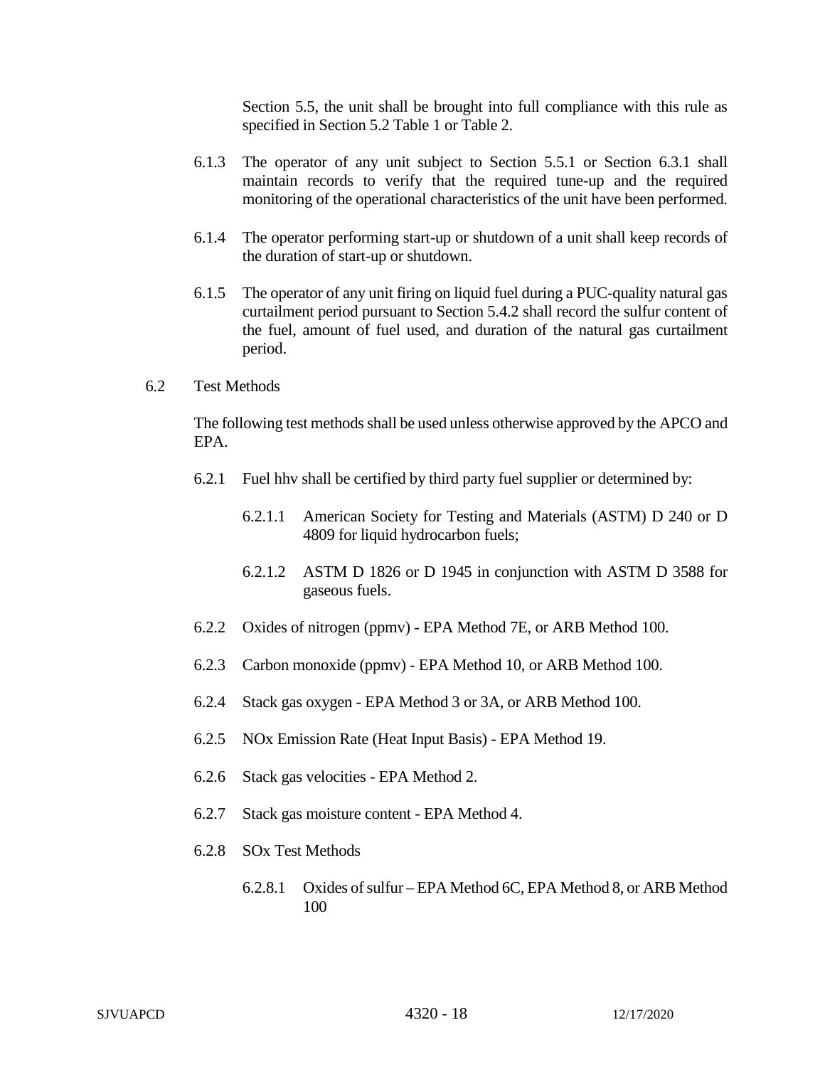Section 5.5, the unit shall be brought into full compliance with this rule as specified in Section 5.2 Table 1 or Table 2.

6.1.3 The operator of any unit subject to Section 5.5.1 or Section 6.3.1 shall maintain records to verify that the required tune-up and the required monitoring of the operational characteristics of the unit have been performed.

6.1.4 The operator performing start-up or shutdown of a unit shall keep records of the duration of start-up or shutdown.

6.1.5 The operator of any unit firing on liquid fuel during a PUC-quality natural gas curtailment period pursuant to Section 5.4.2 shall record the sulfur content of the fuel, amount of fuel used, and duration of the natural gas curtailment period.

6.2 Test Methods

The following test methods shall be used unless otherwise approved by the APCO and EPA.

6.2.1 Fuel hhv shall be certified by third party fuel supplier or determined by:

6.2.1.1 American Society for Testing and Materials (ASTM) D 240 or D 4809 for liquid hydrocarbon fuels;

6.2.1.2 ASTM D 1826 or D 1945 in conjunction with ASTM D 3588 for gaseous fuels.

6.2.2 Oxides of nitrogen (ppmv) - EPA Method 7E, or ARB Method 100.

6.2.3 Carbon monoxide (ppmv) - EPA Method 10, or ARB Method 100.

6.2.4 Stack gas oxygen - EPA Method 3 or 3A, or ARB Method 100.

6.2.5 NOx Emission Rate (Heat Input Basis) - EPA Method 19.

6.2.6 Stack gas velocities - EPA Method 2.

6.2.7 Stack gas moisture content - EPA Method 4.

6.2.8 SOx Test Methods

6.2.8.1 Oxides of sulfur – EPA Method 6C, EPA Method 8, or ARB Method 100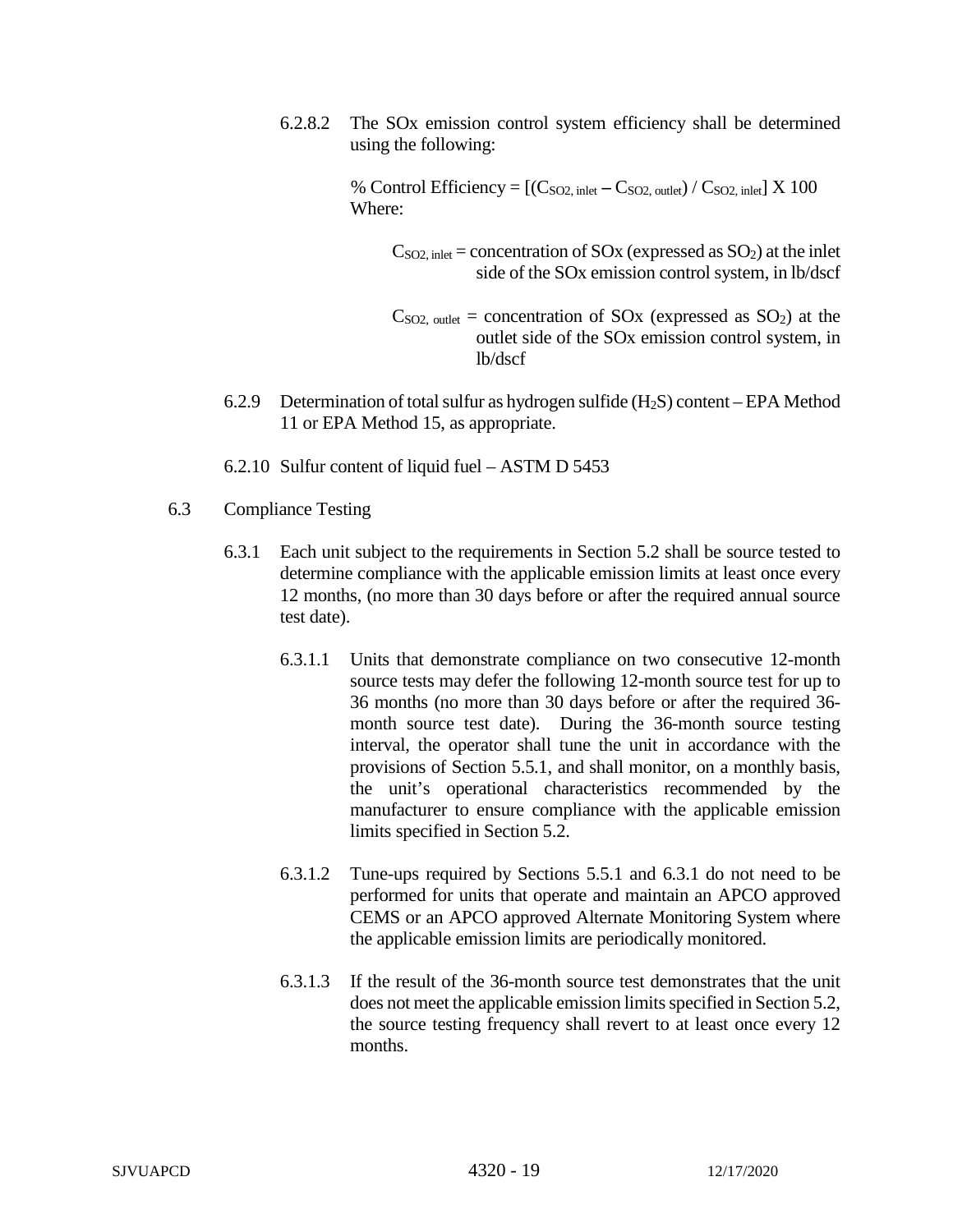6.2.8.2 The SOx emission control system efficiency shall be determined using the following:

$$\% \text{ Control Efficiency} = [(C_{SO2,\, inlet} - C_{SO2,\, outlet}) / C_{SO2,\, inlet}] \text{ X } 100$$

Where:

$C_{SO2,\, inlet}$ = concentration of SOx (expressed as $SO_2$) at the inlet side of the SOx emission control system, in lb/dscf

$C_{SO2,\, outlet}$ = concentration of SOx (expressed as $SO_2$) at the outlet side of the SOx emission control system, in lb/dscf

6.2.9 Determination of total sulfur as hydrogen sulfide ($H_2S$) content – EPA Method 11 or EPA Method 15, as appropriate.

6.2.10 Sulfur content of liquid fuel – ASTM D 5453

6.3 Compliance Testing

6.3.1 Each unit subject to the requirements in Section 5.2 shall be source tested to determine compliance with the applicable emission limits at least once every 12 months, (no more than 30 days before or after the required annual source test date).

6.3.1.1 Units that demonstrate compliance on two consecutive 12-month source tests may defer the following 12-month source test for up to 36 months (no more than 30 days before or after the required 36-month source test date). During the 36-month source testing interval, the operator shall tune the unit in accordance with the provisions of Section 5.5.1, and shall monitor, on a monthly basis, the unit's operational characteristics recommended by the manufacturer to ensure compliance with the applicable emission limits specified in Section 5.2.

6.3.1.2 Tune-ups required by Sections 5.5.1 and 6.3.1 do not need to be performed for units that operate and maintain an APCO approved CEMS or an APCO approved Alternate Monitoring System where the applicable emission limits are periodically monitored.

6.3.1.3 If the result of the 36-month source test demonstrates that the unit does not meet the applicable emission limits specified in Section 5.2, the source testing frequency shall revert to at least once every 12 months.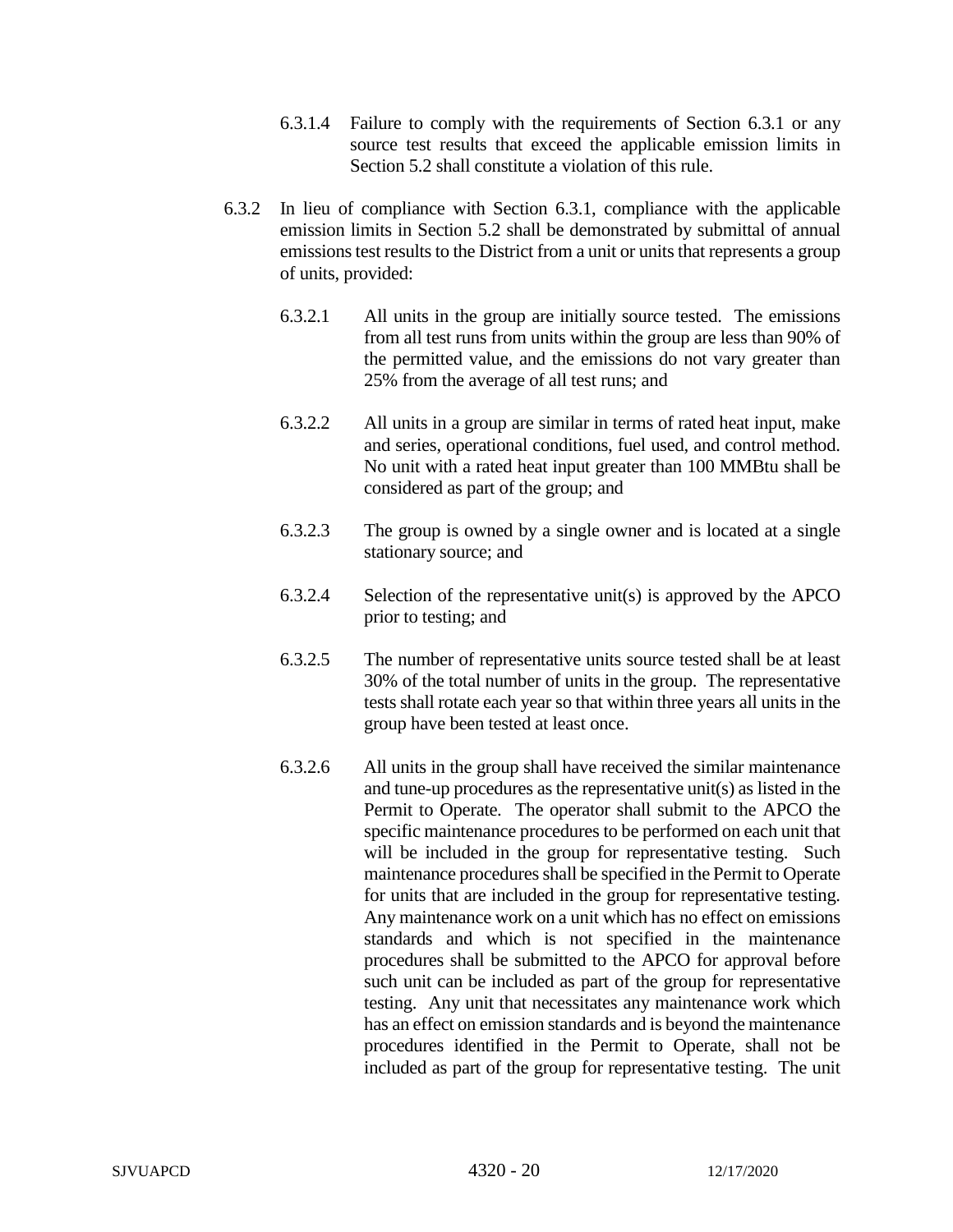6.3.1.4 Failure to comply with the requirements of Section 6.3.1 or any source test results that exceed the applicable emission limits in Section 5.2 shall constitute a violation of this rule.

6.3.2 In lieu of compliance with Section 6.3.1, compliance with the applicable emission limits in Section 5.2 shall be demonstrated by submittal of annual emissions test results to the District from a unit or units that represents a group of units, provided:

6.3.2.1 All units in the group are initially source tested. The emissions from all test runs from units within the group are less than 90% of the permitted value, and the emissions do not vary greater than 25% from the average of all test runs; and

6.3.2.2 All units in a group are similar in terms of rated heat input, make and series, operational conditions, fuel used, and control method. No unit with a rated heat input greater than 100 MMBtu shall be considered as part of the group; and

6.3.2.3 The group is owned by a single owner and is located at a single stationary source; and

6.3.2.4 Selection of the representative unit(s) is approved by the APCO prior to testing; and

6.3.2.5 The number of representative units source tested shall be at least 30% of the total number of units in the group. The representative tests shall rotate each year so that within three years all units in the group have been tested at least once.

6.3.2.6 All units in the group shall have received the similar maintenance and tune-up procedures as the representative unit(s) as listed in the Permit to Operate. The operator shall submit to the APCO the specific maintenance procedures to be performed on each unit that will be included in the group for representative testing. Such maintenance procedures shall be specified in the Permit to Operate for units that are included in the group for representative testing. Any maintenance work on a unit which has no effect on emissions standards and which is not specified in the maintenance procedures shall be submitted to the APCO for approval before such unit can be included as part of the group for representative testing. Any unit that necessitates any maintenance work which has an effect on emission standards and is beyond the maintenance procedures identified in the Permit to Operate, shall not be included as part of the group for representative testing. The unit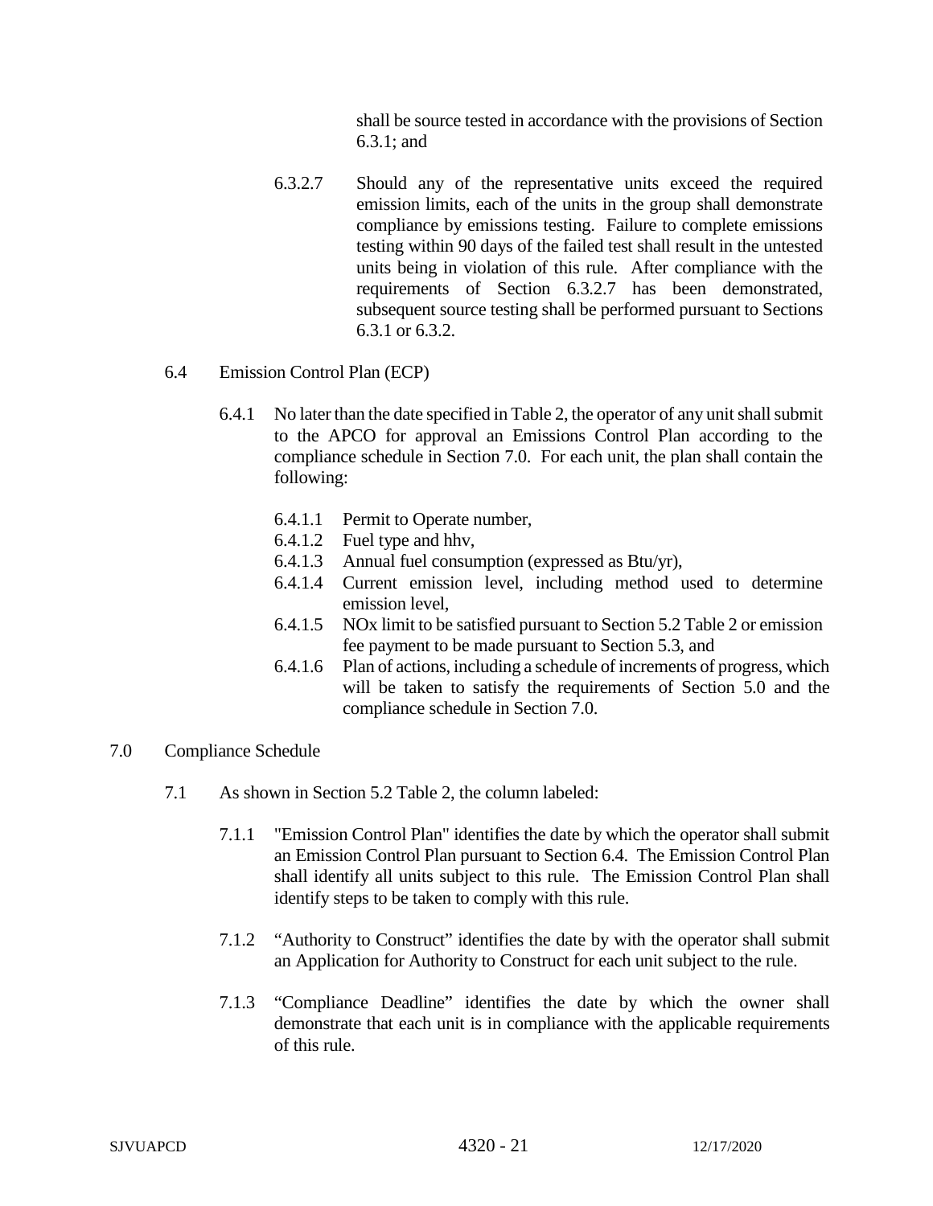shall be source tested in accordance with the provisions of Section 6.3.1; and

6.3.2.7 Should any of the representative units exceed the required emission limits, each of the units in the group shall demonstrate compliance by emissions testing. Failure to complete emissions testing within 90 days of the failed test shall result in the untested units being in violation of this rule. After compliance with the requirements of Section 6.3.2.7 has been demonstrated, subsequent source testing shall be performed pursuant to Sections 6.3.1 or 6.3.2.

6.4 Emission Control Plan (ECP)

6.4.1 No later than the date specified in Table 2, the operator of any unit shall submit to the APCO for approval an Emissions Control Plan according to the compliance schedule in Section 7.0. For each unit, the plan shall contain the following:

6.4.1.1 Permit to Operate number,
6.4.1.2 Fuel type and hhv,
6.4.1.3 Annual fuel consumption (expressed as Btu/yr),
6.4.1.4 Current emission level, including method used to determine emission level,
6.4.1.5 NOx limit to be satisfied pursuant to Section 5.2 Table 2 or emission fee payment to be made pursuant to Section 5.3, and
6.4.1.6 Plan of actions, including a schedule of increments of progress, which will be taken to satisfy the requirements of Section 5.0 and the compliance schedule in Section 7.0.

## 7.0 Compliance Schedule

7.1 As shown in Section 5.2 Table 2, the column labeled:

7.1.1 "Emission Control Plan" identifies the date by which the operator shall submit an Emission Control Plan pursuant to Section 6.4. The Emission Control Plan shall identify all units subject to this rule. The Emission Control Plan shall identify steps to be taken to comply with this rule.

7.1.2 "Authority to Construct" identifies the date by with the operator shall submit an Application for Authority to Construct for each unit subject to the rule.

7.1.3 "Compliance Deadline" identifies the date by which the owner shall demonstrate that each unit is in compliance with the applicable requirements of this rule.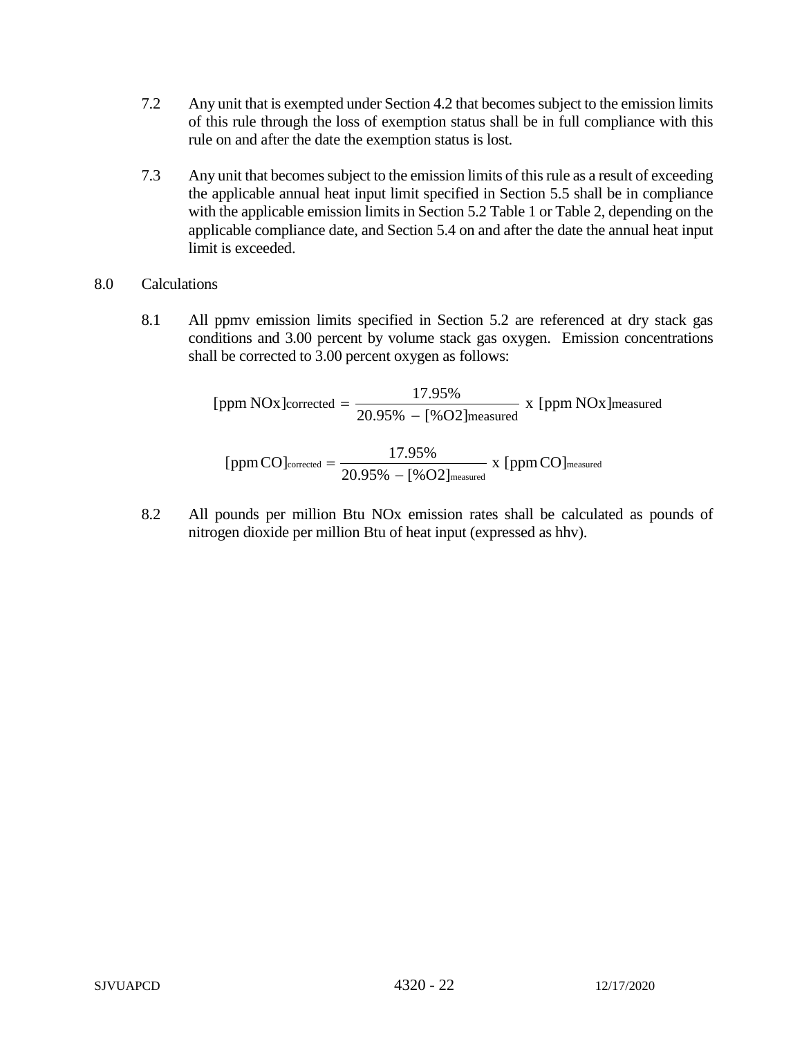7.2 Any unit that is exempted under Section 4.2 that becomes subject to the emission limits of this rule through the loss of exemption status shall be in full compliance with this rule on and after the date the exemption status is lost.

7.3 Any unit that becomes subject to the emission limits of this rule as a result of exceeding the applicable annual heat input limit specified in Section 5.5 shall be in compliance with the applicable emission limits in Section 5.2 Table 1 or Table 2, depending on the applicable compliance date, and Section 5.4 on and after the date the annual heat input limit is exceeded.

## 8.0 Calculations

8.1 All ppmv emission limits specified in Section 5.2 are referenced at dry stack gas conditions and 3.00 percent by volume stack gas oxygen. Emission concentrations shall be corrected to 3.00 percent oxygen as follows:

$$[\text{ppm NOx}]_{\text{corrected}} = \frac{17.95\%}{20.95\% - [\%\text{O2}]_{\text{measured}}} \text{ x } [\text{ppm NOx}]_{\text{measured}}$$

$$[\text{ppm CO}]_{\text{corrected}} = \frac{17.95\%}{20.95\% - [\%\text{O2}]_{\text{measured}}} \text{ x } [\text{ppm CO}]_{\text{measured}}$$

8.2 All pounds per million Btu NOx emission rates shall be calculated as pounds of nitrogen dioxide per million Btu of heat input (expressed as hhv).